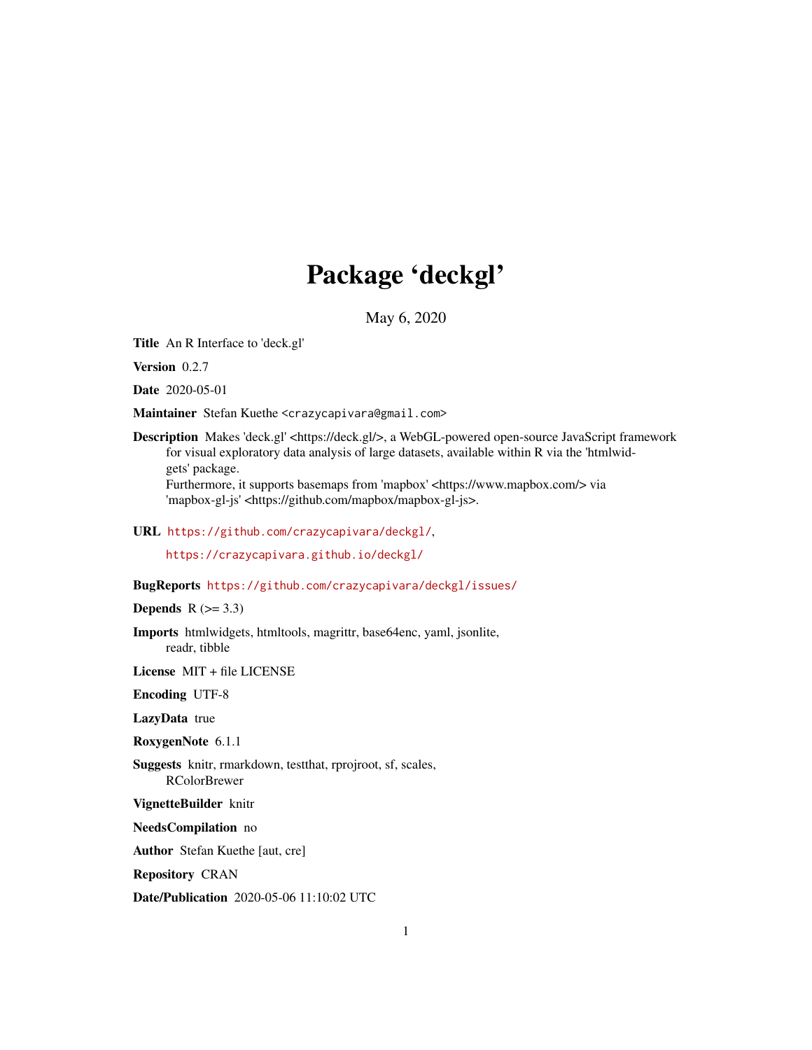# Package 'deckgl'

May 6, 2020

**Title** An R Interface to 'deck.gl'

**Version** 0.2.7

**Date** 2020-05-01

**Maintainer** Stefan Kuethe <crazycapivara@gmail.com>

**Description** Makes 'deck.gl' <https://deck.gl/>, a WebGL-powered open-source JavaScript framework for visual exploratory data analysis of large datasets, available within R via the 'htmlwidgets' package.
Furthermore, it supports basemaps from 'mapbox' <https://www.mapbox.com/> via 'mapbox-gl-js' <https://github.com/mapbox/mapbox-gl-js>.

**URL** https://github.com/crazycapivara/deckgl/,
https://crazycapivara.github.io/deckgl/

**BugReports** https://github.com/crazycapivara/deckgl/issues/

**Depends** R (>= 3.3)

**Imports** htmlwidgets, htmltools, magrittr, base64enc, yaml, jsonlite, readr, tibble

**License** MIT + file LICENSE

**Encoding** UTF-8

**LazyData** true

**RoxygenNote** 6.1.1

**Suggests** knitr, rmarkdown, testthat, rprojroot, sf, scales, RColorBrewer

**VignetteBuilder** knitr

**NeedsCompilation** no

**Author** Stefan Kuethe [aut, cre]

**Repository** CRAN

**Date/Publication** 2020-05-06 11:10:02 UTC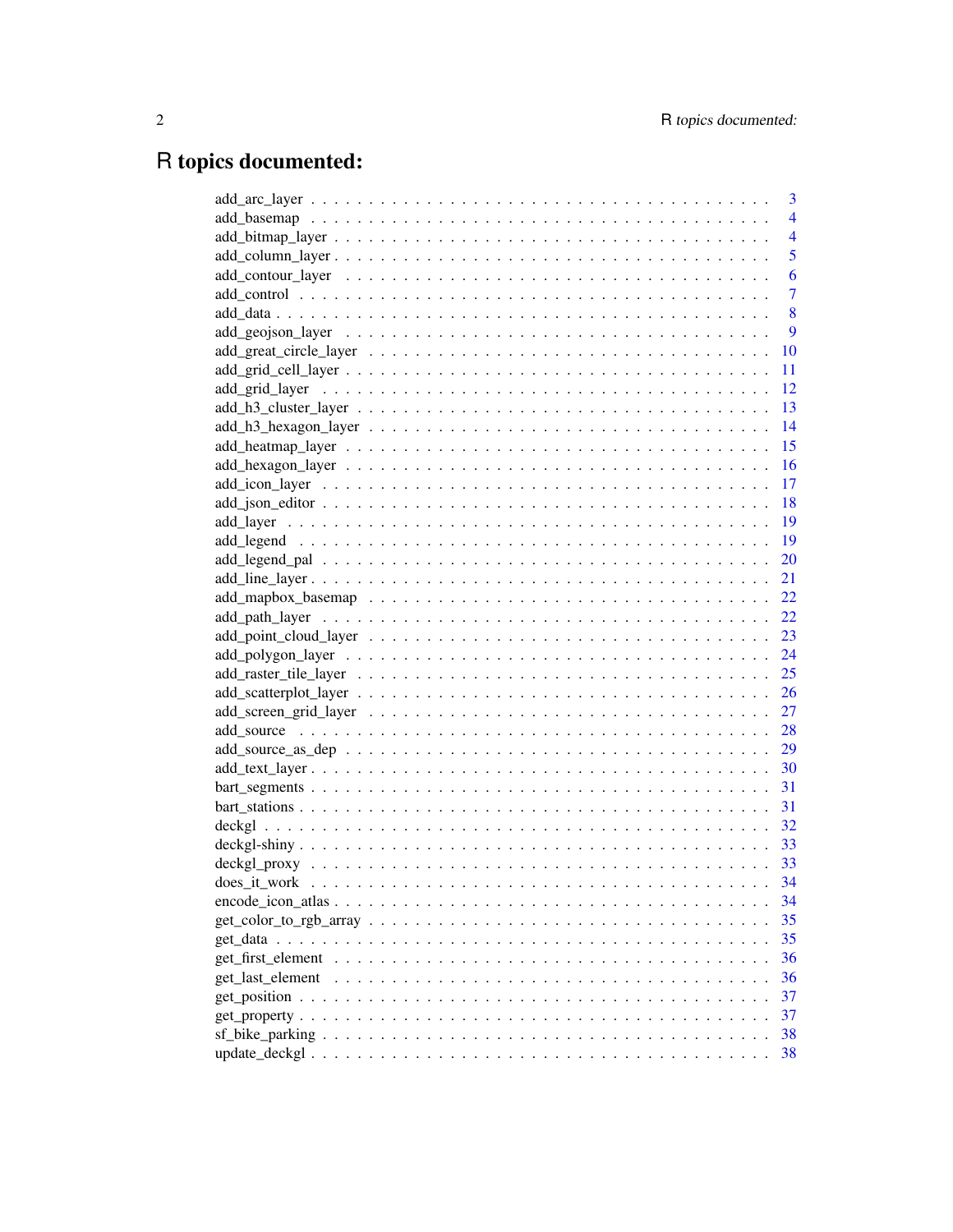# R topics documented:

add_arc_layer . . . . . . . . . . . . . . . . . . . . . . . . . . . . . . . . . . . . . . . 3
add_basemap . . . . . . . . . . . . . . . . . . . . . . . . . . . . . . . . . . . . . . . 4
add_bitmap_layer . . . . . . . . . . . . . . . . . . . . . . . . . . . . . . . . . . . . . 4
add_column_layer . . . . . . . . . . . . . . . . . . . . . . . . . . . . . . . . . . . . . 5
add_contour_layer . . . . . . . . . . . . . . . . . . . . . . . . . . . . . . . . . . . . . 6
add_control . . . . . . . . . . . . . . . . . . . . . . . . . . . . . . . . . . . . . . . . 7
add_data . . . . . . . . . . . . . . . . . . . . . . . . . . . . . . . . . . . . . . . . . 8
add_geojson_layer . . . . . . . . . . . . . . . . . . . . . . . . . . . . . . . . . . . . . 9
add_great_circle_layer . . . . . . . . . . . . . . . . . . . . . . . . . . . . . . . . . . 10
add_grid_cell_layer . . . . . . . . . . . . . . . . . . . . . . . . . . . . . . . . . . . . 11
add_grid_layer . . . . . . . . . . . . . . . . . . . . . . . . . . . . . . . . . . . . . . 12
add_h3_cluster_layer . . . . . . . . . . . . . . . . . . . . . . . . . . . . . . . . . . . 13
add_h3_hexagon_layer . . . . . . . . . . . . . . . . . . . . . . . . . . . . . . . . . . 14
add_heatmap_layer . . . . . . . . . . . . . . . . . . . . . . . . . . . . . . . . . . . . 15
add_hexagon_layer . . . . . . . . . . . . . . . . . . . . . . . . . . . . . . . . . . . . 16
add_icon_layer . . . . . . . . . . . . . . . . . . . . . . . . . . . . . . . . . . . . . . 17
add_json_editor . . . . . . . . . . . . . . . . . . . . . . . . . . . . . . . . . . . . . . 18
add_layer . . . . . . . . . . . . . . . . . . . . . . . . . . . . . . . . . . . . . . . . . 19
add_legend . . . . . . . . . . . . . . . . . . . . . . . . . . . . . . . . . . . . . . . . 19
add_legend_pal . . . . . . . . . . . . . . . . . . . . . . . . . . . . . . . . . . . . . . 20
add_line_layer . . . . . . . . . . . . . . . . . . . . . . . . . . . . . . . . . . . . . . 21
add_mapbox_basemap . . . . . . . . . . . . . . . . . . . . . . . . . . . . . . . . . . . 22
add_path_layer . . . . . . . . . . . . . . . . . . . . . . . . . . . . . . . . . . . . . . 22
add_point_cloud_layer . . . . . . . . . . . . . . . . . . . . . . . . . . . . . . . . . . 23
add_polygon_layer . . . . . . . . . . . . . . . . . . . . . . . . . . . . . . . . . . . . 24
add_raster_tile_layer . . . . . . . . . . . . . . . . . . . . . . . . . . . . . . . . . . . 25
add_scatterplot_layer . . . . . . . . . . . . . . . . . . . . . . . . . . . . . . . . . . . 26
add_screen_grid_layer . . . . . . . . . . . . . . . . . . . . . . . . . . . . . . . . . . 27
add_source . . . . . . . . . . . . . . . . . . . . . . . . . . . . . . . . . . . . . . . . 28
add_source_as_dep . . . . . . . . . . . . . . . . . . . . . . . . . . . . . . . . . . . . 29
add_text_layer . . . . . . . . . . . . . . . . . . . . . . . . . . . . . . . . . . . . . . 30
bart_segments . . . . . . . . . . . . . . . . . . . . . . . . . . . . . . . . . . . . . . 31
bart_stations . . . . . . . . . . . . . . . . . . . . . . . . . . . . . . . . . . . . . . . 31
deckgl . . . . . . . . . . . . . . . . . . . . . . . . . . . . . . . . . . . . . . . . . . 32
deckgl-shiny . . . . . . . . . . . . . . . . . . . . . . . . . . . . . . . . . . . . . . . 33
deckgl_proxy . . . . . . . . . . . . . . . . . . . . . . . . . . . . . . . . . . . . . . . 33
does_it_work . . . . . . . . . . . . . . . . . . . . . . . . . . . . . . . . . . . . . . . 34
encode_icon_atlas . . . . . . . . . . . . . . . . . . . . . . . . . . . . . . . . . . . . 34
get_color_to_rgb_array . . . . . . . . . . . . . . . . . . . . . . . . . . . . . . . . . . 35
get_data . . . . . . . . . . . . . . . . . . . . . . . . . . . . . . . . . . . . . . . . . 35
get_first_element . . . . . . . . . . . . . . . . . . . . . . . . . . . . . . . . . . . . . 36
get_last_element . . . . . . . . . . . . . . . . . . . . . . . . . . . . . . . . . . . . . 36
get_position . . . . . . . . . . . . . . . . . . . . . . . . . . . . . . . . . . . . . . . 37
get_property . . . . . . . . . . . . . . . . . . . . . . . . . . . . . . . . . . . . . . . 37
sf_bike_parking . . . . . . . . . . . . . . . . . . . . . . . . . . . . . . . . . . . . . . 38
update_deckgl . . . . . . . . . . . . . . . . . . . . . . . . . . . . . . . . . . . . . . . 38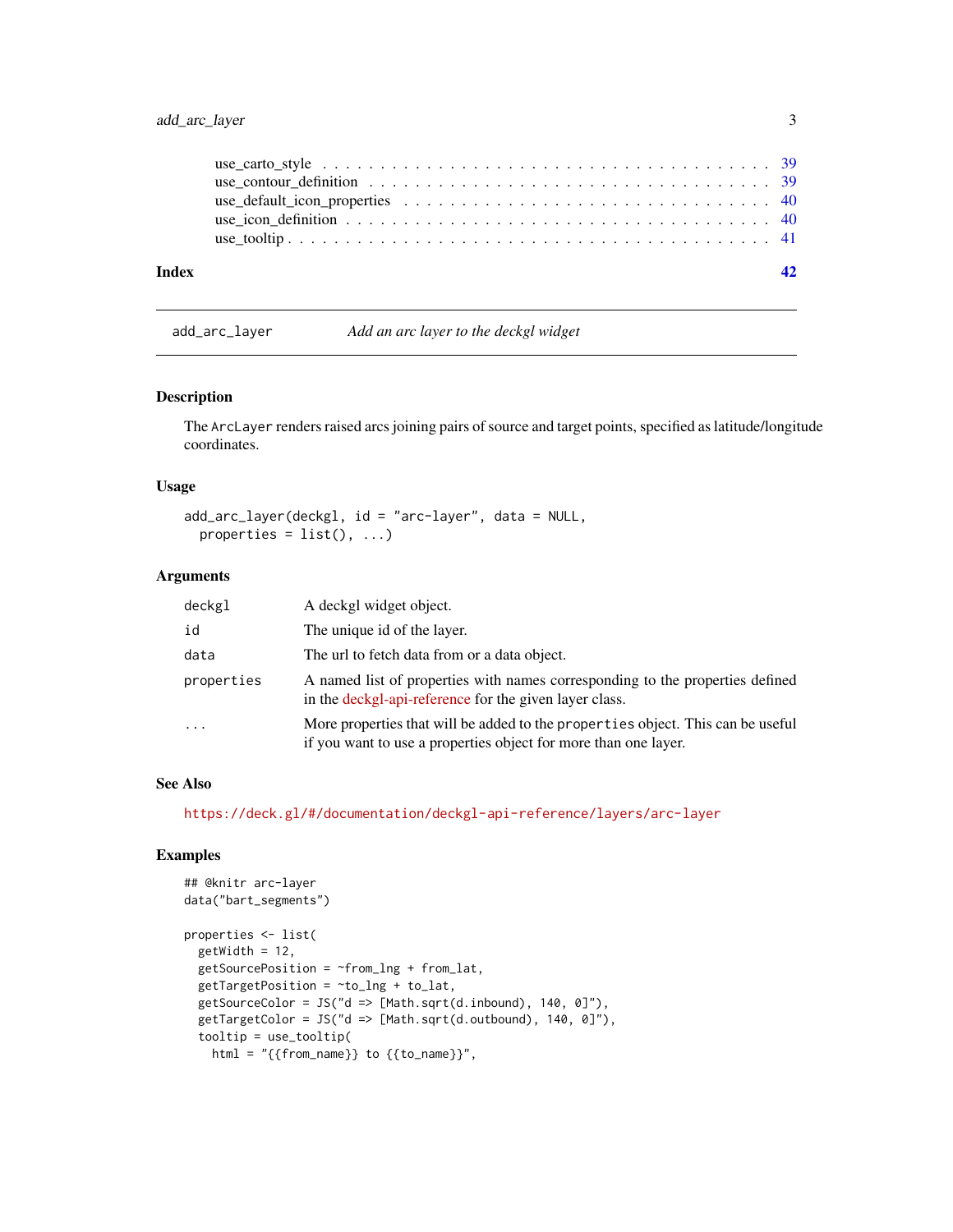use_carto_style . . . . . . . . . . . . . . . . . . . . . . . . . . . . . . . . . . . . . 39
use_contour_definition . . . . . . . . . . . . . . . . . . . . . . . . . . . . . . . . . . 39
use_default_icon_properties . . . . . . . . . . . . . . . . . . . . . . . . . . . . . . 40
use_icon_definition . . . . . . . . . . . . . . . . . . . . . . . . . . . . . . . . . . . . 40
use_tooltip . . . . . . . . . . . . . . . . . . . . . . . . . . . . . . . . . . . . . . . . . 41

**Index** **42**

---

`add_arc_layer` *Add an arc layer to the deckgl widget*

---

## Description

The `ArcLayer` renders raised arcs joining pairs of source and target points, specified as latitude/longitude coordinates.

## Usage

```
add_arc_layer(deckgl, id = "arc-layer", data = NULL,
  properties = list(), ...)
```

## Arguments

| | |
|---|---|
| `deckgl` | A deckgl widget object. |
| `id` | The unique id of the layer. |
| `data` | The url to fetch data from or a data object. |
| `properties` | A named list of properties with names corresponding to the properties defined in the deckgl-api-reference for the given layer class. |
| `...` | More properties that will be added to the `properties` object. This can be useful if you want to use a properties object for more than one layer. |

## See Also

https://deck.gl/#/documentation/deckgl-api-reference/layers/arc-layer

## Examples

```
## @knitr arc-layer
data("bart_segments")

properties <- list(
  getWidth = 12,
  getSourcePosition = ~from_lng + from_lat,
  getTargetPosition = ~to_lng + to_lat,
  getSourceColor = JS("d => [Math.sqrt(d.inbound), 140, 0]"),
  getTargetColor = JS("d => [Math.sqrt(d.outbound), 140, 0]"),
  tooltip = use_tooltip(
    html = "{{from_name}} to {{to_name}}",
```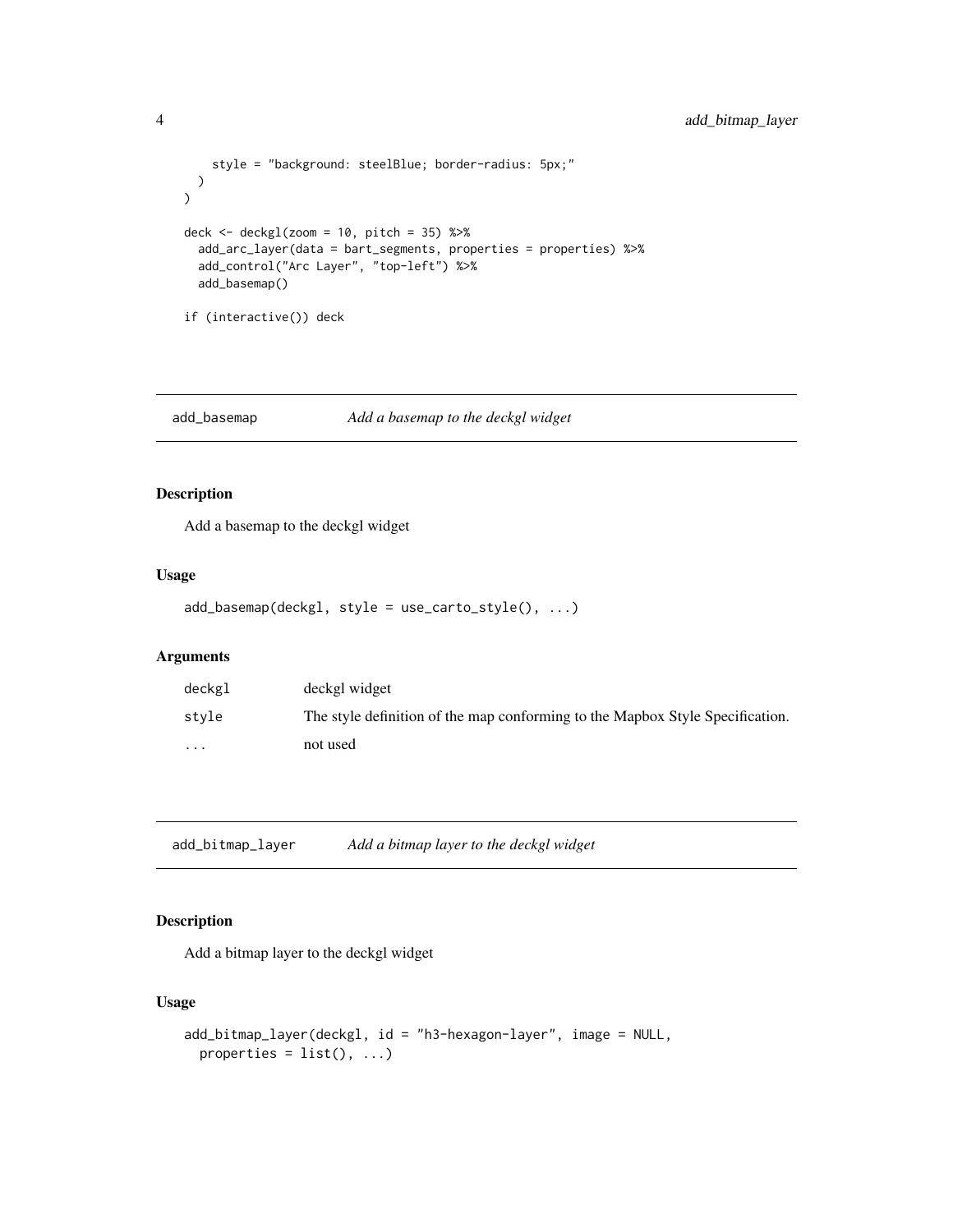```
    style = "background: steelBlue; border-radius: 5px;"
  )
)

deck <- deckgl(zoom = 10, pitch = 35) %>%
  add_arc_layer(data = bart_segments, properties = properties) %>%
  add_control("Arc Layer", "top-left") %>%
  add_basemap()

if (interactive()) deck
```

## add_basemap — *Add a basemap to the deckgl widget*

### Description

Add a basemap to the deckgl widget

### Usage

```
add_basemap(deckgl, style = use_carto_style(), ...)
```

### Arguments

| | |
|---|---|
| `deckgl` | deckgl widget |
| `style` | The style definition of the map conforming to the Mapbox Style Specification. |
| `...` | not used |

## add_bitmap_layer — *Add a bitmap layer to the deckgl widget*

### Description

Add a bitmap layer to the deckgl widget

### Usage

```
add_bitmap_layer(deckgl, id = "h3-hexagon-layer", image = NULL,
  properties = list(), ...)
```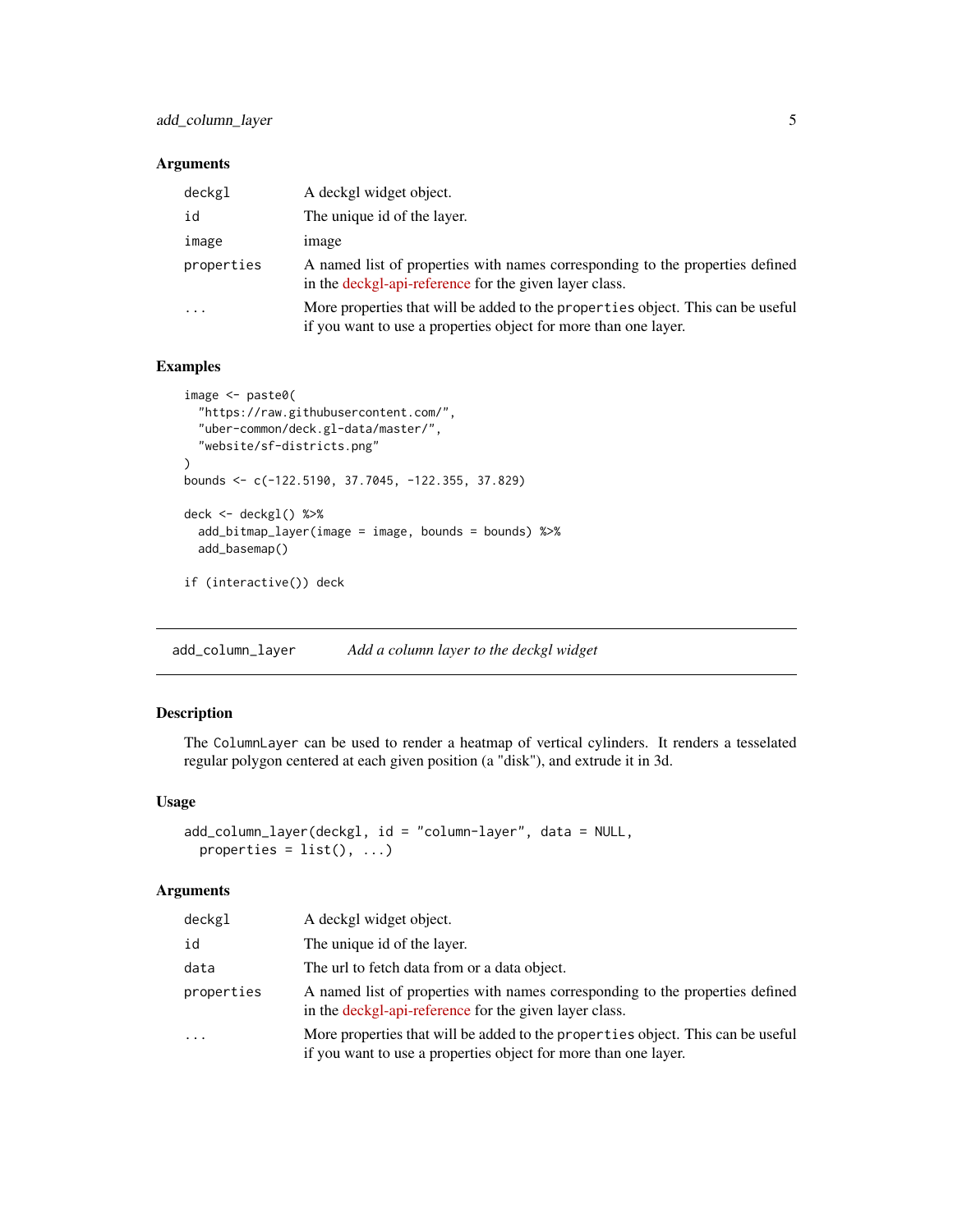### Arguments

| | |
|---|---|
| `deckgl` | A deckgl widget object. |
| `id` | The unique id of the layer. |
| `image` | image |
| `properties` | A named list of properties with names corresponding to the properties defined in the deckgl-api-reference for the given layer class. |
| `...` | More properties that will be added to the `properties` object. This can be useful if you want to use a properties object for more than one layer. |

### Examples

```
image <- paste0(
  "https://raw.githubusercontent.com/",
  "uber-common/deck.gl-data/master/",
  "website/sf-districts.png"
)
bounds <- c(-122.5190, 37.7045, -122.355, 37.829)

deck <- deckgl() %>%
  add_bitmap_layer(image = image, bounds = bounds) %>%
  add_basemap()

if (interactive()) deck
```

---

## `add_column_layer` — *Add a column layer to the deckgl widget*

---

### Description

The `ColumnLayer` can be used to render a heatmap of vertical cylinders. It renders a tesselated regular polygon centered at each given position (a "disk"), and extrude it in 3d.

### Usage

```
add_column_layer(deckgl, id = "column-layer", data = NULL,
  properties = list(), ...)
```

### Arguments

| | |
|---|---|
| `deckgl` | A deckgl widget object. |
| `id` | The unique id of the layer. |
| `data` | The url to fetch data from or a data object. |
| `properties` | A named list of properties with names corresponding to the properties defined in the deckgl-api-reference for the given layer class. |
| `...` | More properties that will be added to the `properties` object. This can be useful if you want to use a properties object for more than one layer. |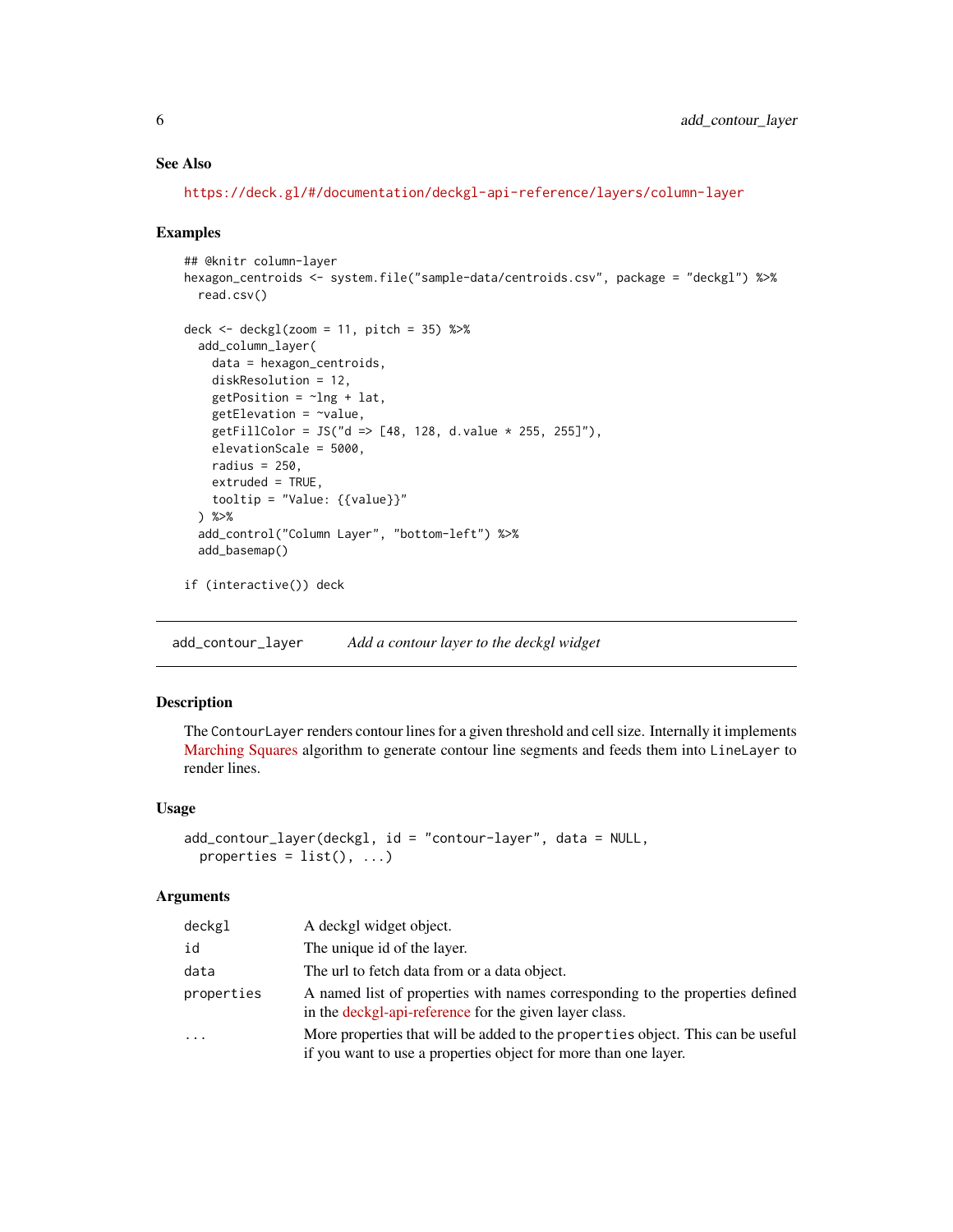## See Also

https://deck.gl/#/documentation/deckgl-api-reference/layers/column-layer

## Examples

```
## @knitr column-layer
hexagon_centroids <- system.file("sample-data/centroids.csv", package = "deckgl") %>%
  read.csv()

deck <- deckgl(zoom = 11, pitch = 35) %>%
  add_column_layer(
    data = hexagon_centroids,
    diskResolution = 12,
    getPosition = ~lng + lat,
    getElevation = ~value,
    getFillColor = JS("d => [48, 128, d.value * 255, 255]"),
    elevationScale = 5000,
    radius = 250,
    extruded = TRUE,
    tooltip = "Value: {{value}}"
  ) %>%
  add_control("Column Layer", "bottom-left") %>%
  add_basemap()

if (interactive()) deck
```

---

# add_contour_layer — *Add a contour layer to the deckgl widget*

## Description

The `ContourLayer` renders contour lines for a given threshold and cell size. Internally it implements Marching Squares algorithm to generate contour line segments and feeds them into `LineLayer` to render lines.

## Usage

```
add_contour_layer(deckgl, id = "contour-layer", data = NULL,
  properties = list(), ...)
```

## Arguments

| Argument | Description |
|---|---|
| `deckgl` | A deckgl widget object. |
| `id` | The unique id of the layer. |
| `data` | The url to fetch data from or a data object. |
| `properties` | A named list of properties with names corresponding to the properties defined in the deckgl-api-reference for the given layer class. |
| `...` | More properties that will be added to the `properties` object. This can be useful if you want to use a properties object for more than one layer. |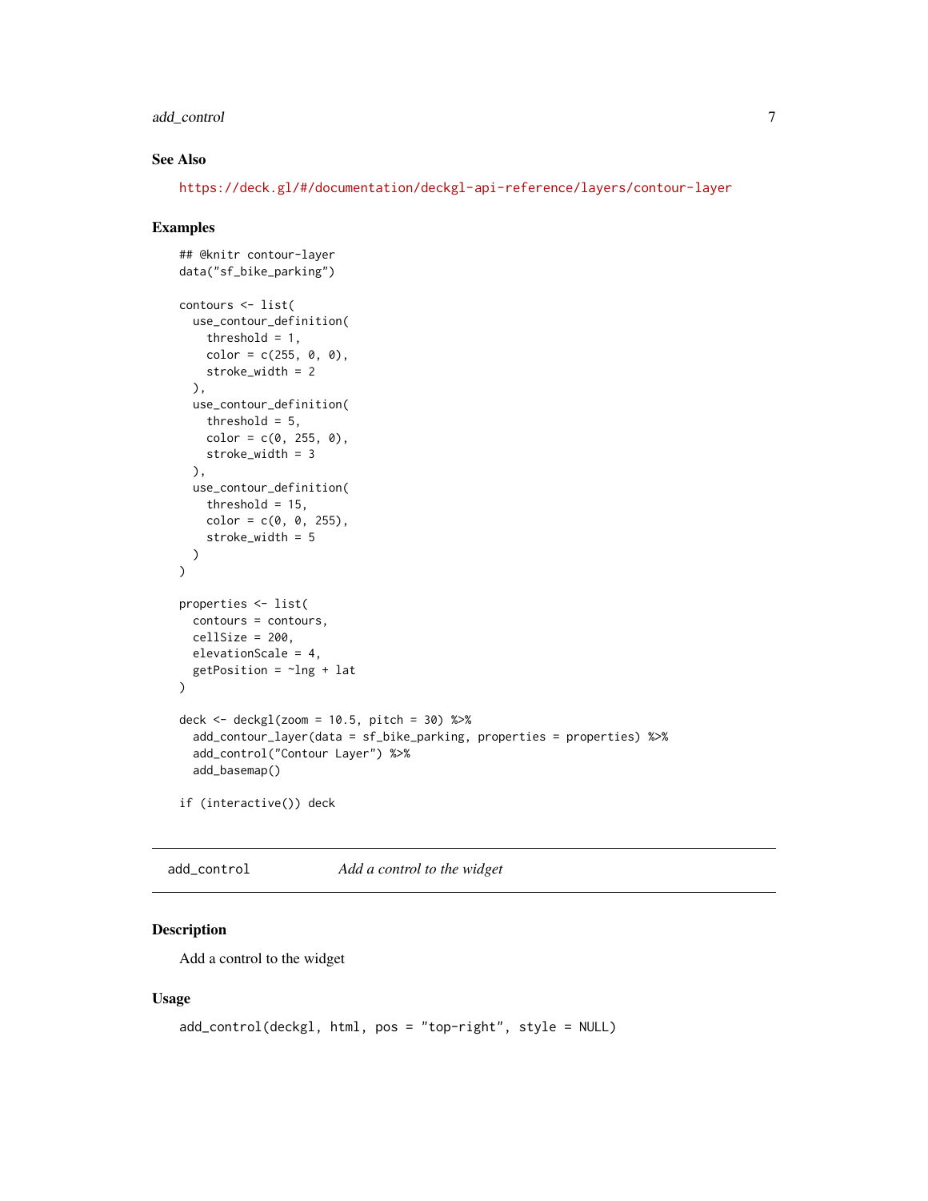### See Also

https://deck.gl/#/documentation/deckgl-api-reference/layers/contour-layer

### Examples

```
## @knitr contour-layer
data("sf_bike_parking")

contours <- list(
  use_contour_definition(
    threshold = 1,
    color = c(255, 0, 0),
    stroke_width = 2
  ),
  use_contour_definition(
    threshold = 5,
    color = c(0, 255, 0),
    stroke_width = 3
  ),
  use_contour_definition(
    threshold = 15,
    color = c(0, 0, 255),
    stroke_width = 5
  )
)

properties <- list(
  contours = contours,
  cellSize = 200,
  elevationScale = 4,
  getPosition = ~lng + lat
)

deck <- deckgl(zoom = 10.5, pitch = 30) %>%
  add_contour_layer(data = sf_bike_parking, properties = properties) %>%
  add_control("Contour Layer") %>%
  add_basemap()

if (interactive()) deck
```

---

## add_control    *Add a control to the widget*

---

### Description

Add a control to the widget

### Usage

```
add_control(deckgl, html, pos = "top-right", style = NULL)
```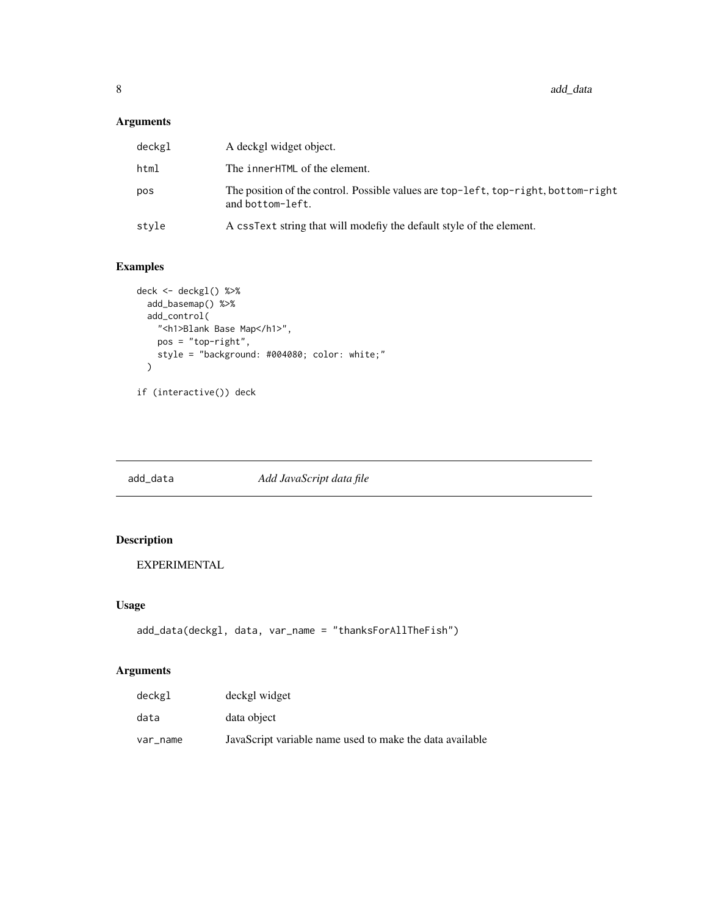## Arguments

| | |
|---|---|
| deckgl | A deckgl widget object. |
| html | The innerHTML of the element. |
| pos | The position of the control. Possible values are top-left, top-right, bottom-right and bottom-left. |
| style | A cssText string that will modefiy the default style of the element. |

## Examples

```
deck <- deckgl() %>%
  add_basemap() %>%
  add_control(
    "<h1>Blank Base Map</h1>",
    pos = "top-right",
    style = "background: #004080; color: white;"
  )

if (interactive()) deck
```

---

# add_data *Add JavaScript data file*

---

## Description

EXPERIMENTAL

## Usage

```
add_data(deckgl, data, var_name = "thanksForAllTheFish")
```

## Arguments

| | |
|---|---|
| deckgl | deckgl widget |
| data | data object |
| var_name | JavaScript variable name used to make the data available |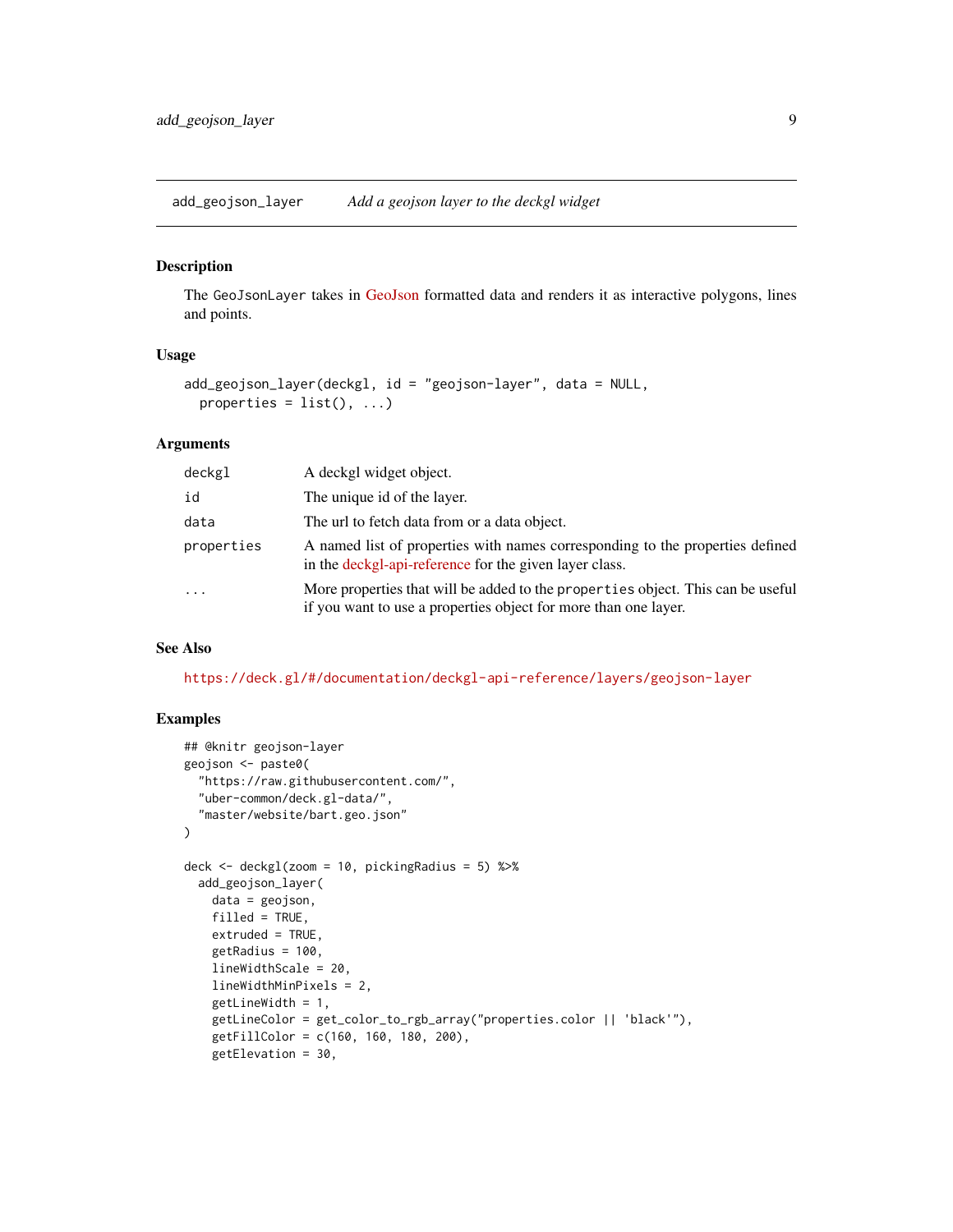add_geojson_layer *Add a geojson layer to the deckgl widget*

## Description

The GeoJsonLayer takes in GeoJson formatted data and renders it as interactive polygons, lines and points.

## Usage

```
add_geojson_layer(deckgl, id = "geojson-layer", data = NULL,
  properties = list(), ...)
```

## Arguments

| | |
|---|---|
| deckgl | A deckgl widget object. |
| id | The unique id of the layer. |
| data | The url to fetch data from or a data object. |
| properties | A named list of properties with names corresponding to the properties defined in the deckgl-api-reference for the given layer class. |
| ... | More properties that will be added to the properties object. This can be useful if you want to use a properties object for more than one layer. |

## See Also

https://deck.gl/#/documentation/deckgl-api-reference/layers/geojson-layer

## Examples

```
## @knitr geojson-layer
geojson <- paste0(
  "https://raw.githubusercontent.com/",
  "uber-common/deck.gl-data/",
  "master/website/bart.geo.json"
)

deck <- deckgl(zoom = 10, pickingRadius = 5) %>%
  add_geojson_layer(
    data = geojson,
    filled = TRUE,
    extruded = TRUE,
    getRadius = 100,
    lineWidthScale = 20,
    lineWidthMinPixels = 2,
    getLineWidth = 1,
    getLineColor = get_color_to_rgb_array("properties.color || 'black'"),
    getFillColor = c(160, 160, 180, 200),
    getElevation = 30,
```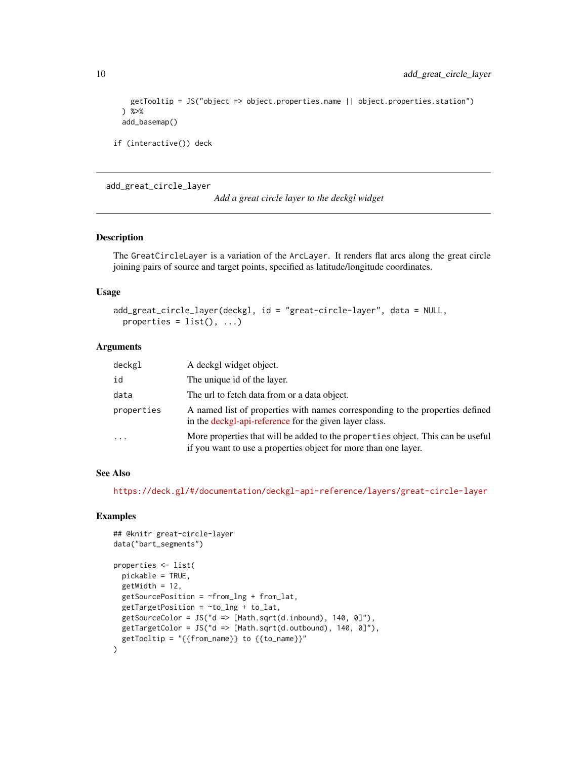```
    getTooltip = JS("object => object.properties.name || object.properties.station")
  ) %>%
  add_basemap()

if (interactive()) deck
```

## add_great_circle_layer

*Add a great circle layer to the deckgl widget*

### Description

The `GreatCircleLayer` is a variation of the `ArcLayer`. It renders flat arcs along the great circle joining pairs of source and target points, specified as latitude/longitude coordinates.

### Usage

```
add_great_circle_layer(deckgl, id = "great-circle-layer", data = NULL,
  properties = list(), ...)
```

### Arguments

| | |
|---|---|
| `deckgl` | A deckgl widget object. |
| `id` | The unique id of the layer. |
| `data` | The url to fetch data from or a data object. |
| `properties` | A named list of properties with names corresponding to the properties defined in the deckgl-api-reference for the given layer class. |
| `...` | More properties that will be added to the `properties` object. This can be useful if you want to use a properties object for more than one layer. |

### See Also

https://deck.gl/#/documentation/deckgl-api-reference/layers/great-circle-layer

### Examples

```
## @knitr great-circle-layer
data("bart_segments")

properties <- list(
  pickable = TRUE,
  getWidth = 12,
  getSourcePosition = ~from_lng + from_lat,
  getTargetPosition = ~to_lng + to_lat,
  getSourceColor = JS("d => [Math.sqrt(d.inbound), 140, 0]"),
  getTargetColor = JS("d => [Math.sqrt(d.outbound), 140, 0]"),
  getTooltip = "{{from_name}} to {{to_name}}"
)
```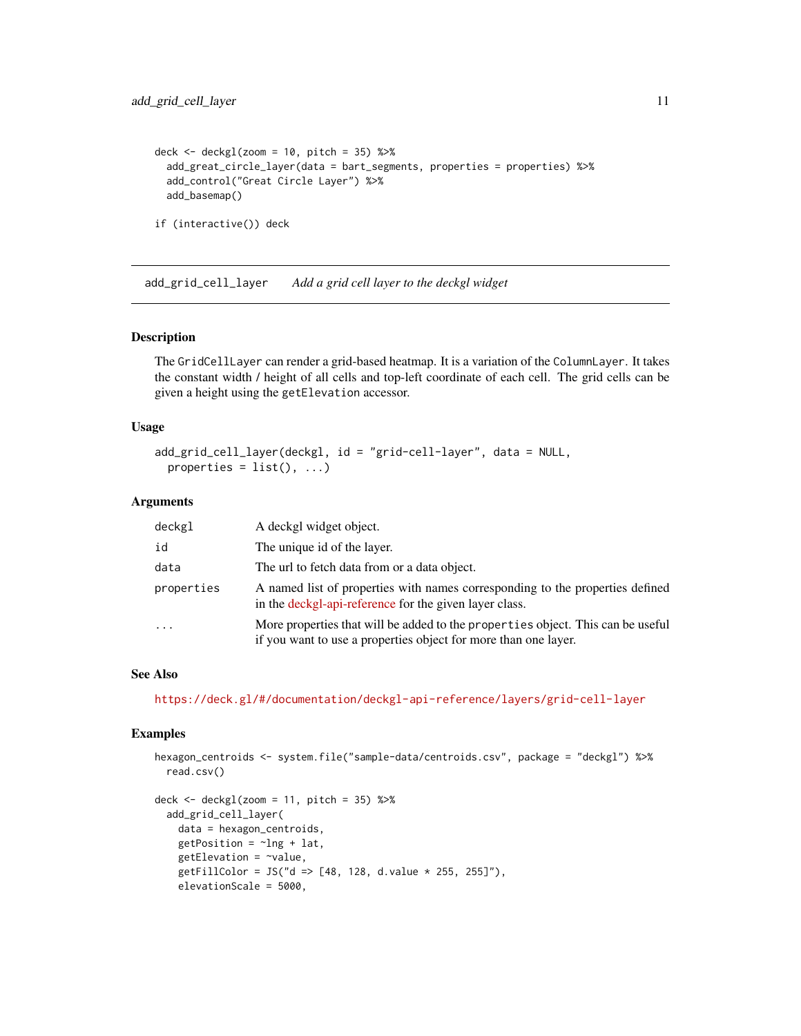```
deck <- deckgl(zoom = 10, pitch = 35) %>%
  add_great_circle_layer(data = bart_segments, properties = properties) %>%
  add_control("Great Circle Layer") %>%
  add_basemap()

if (interactive()) deck
```

## add_grid_cell_layer    *Add a grid cell layer to the deckgl widget*

### Description

The `GridCellLayer` can render a grid-based heatmap. It is a variation of the `ColumnLayer`. It takes the constant width / height of all cells and top-left coordinate of each cell. The grid cells can be given a height using the `getElevation` accessor.

### Usage

```
add_grid_cell_layer(deckgl, id = "grid-cell-layer", data = NULL,
  properties = list(), ...)
```

### Arguments

| | |
|---|---|
| `deckgl` | A deckgl widget object. |
| `id` | The unique id of the layer. |
| `data` | The url to fetch data from or a data object. |
| `properties` | A named list of properties with names corresponding to the properties defined in the deckgl-api-reference for the given layer class. |
| `...` | More properties that will be added to the `properties` object. This can be useful if you want to use a properties object for more than one layer. |

### See Also

https://deck.gl/#/documentation/deckgl-api-reference/layers/grid-cell-layer

### Examples

```
hexagon_centroids <- system.file("sample-data/centroids.csv", package = "deckgl") %>%
  read.csv()

deck <- deckgl(zoom = 11, pitch = 35) %>%
  add_grid_cell_layer(
    data = hexagon_centroids,
    getPosition = ~lng + lat,
    getElevation = ~value,
    getFillColor = JS("d => [48, 128, d.value * 255, 255]"),
    elevationScale = 5000,
```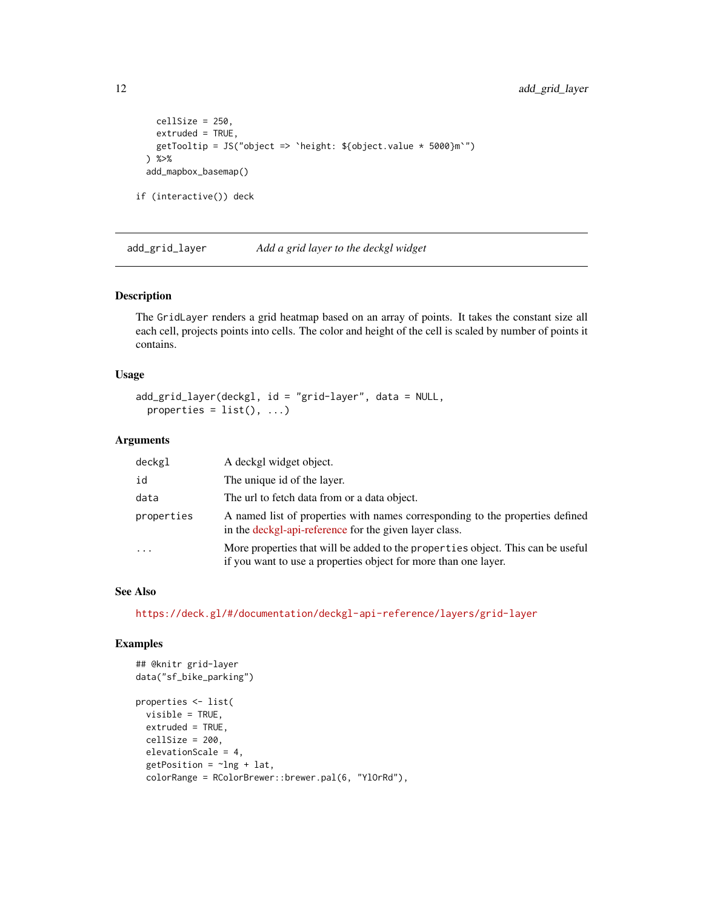```
    cellSize = 250,
    extruded = TRUE,
    getTooltip = JS("object => `height: ${object.value * 5000}m`")
  ) %>%
  add_mapbox_basemap()

if (interactive()) deck
```

## add_grid_layer — *Add a grid layer to the deckgl widget*

### Description

The `GridLayer` renders a grid heatmap based on an array of points. It takes the constant size all each cell, projects points into cells. The color and height of the cell is scaled by number of points it contains.

### Usage

```
add_grid_layer(deckgl, id = "grid-layer", data = NULL,
  properties = list(), ...)
```

### Arguments

| | |
|---|---|
| `deckgl` | A deckgl widget object. |
| `id` | The unique id of the layer. |
| `data` | The url to fetch data from or a data object. |
| `properties` | A named list of properties with names corresponding to the properties defined in the deckgl-api-reference for the given layer class. |
| `...` | More properties that will be added to the `properties` object. This can be useful if you want to use a properties object for more than one layer. |

### See Also

https://deck.gl/#/documentation/deckgl-api-reference/layers/grid-layer

### Examples

```
## @knitr grid-layer
data("sf_bike_parking")

properties <- list(
  visible = TRUE,
  extruded = TRUE,
  cellSize = 200,
  elevationScale = 4,
  getPosition = ~lng + lat,
  colorRange = RColorBrewer::brewer.pal(6, "YlOrRd"),
```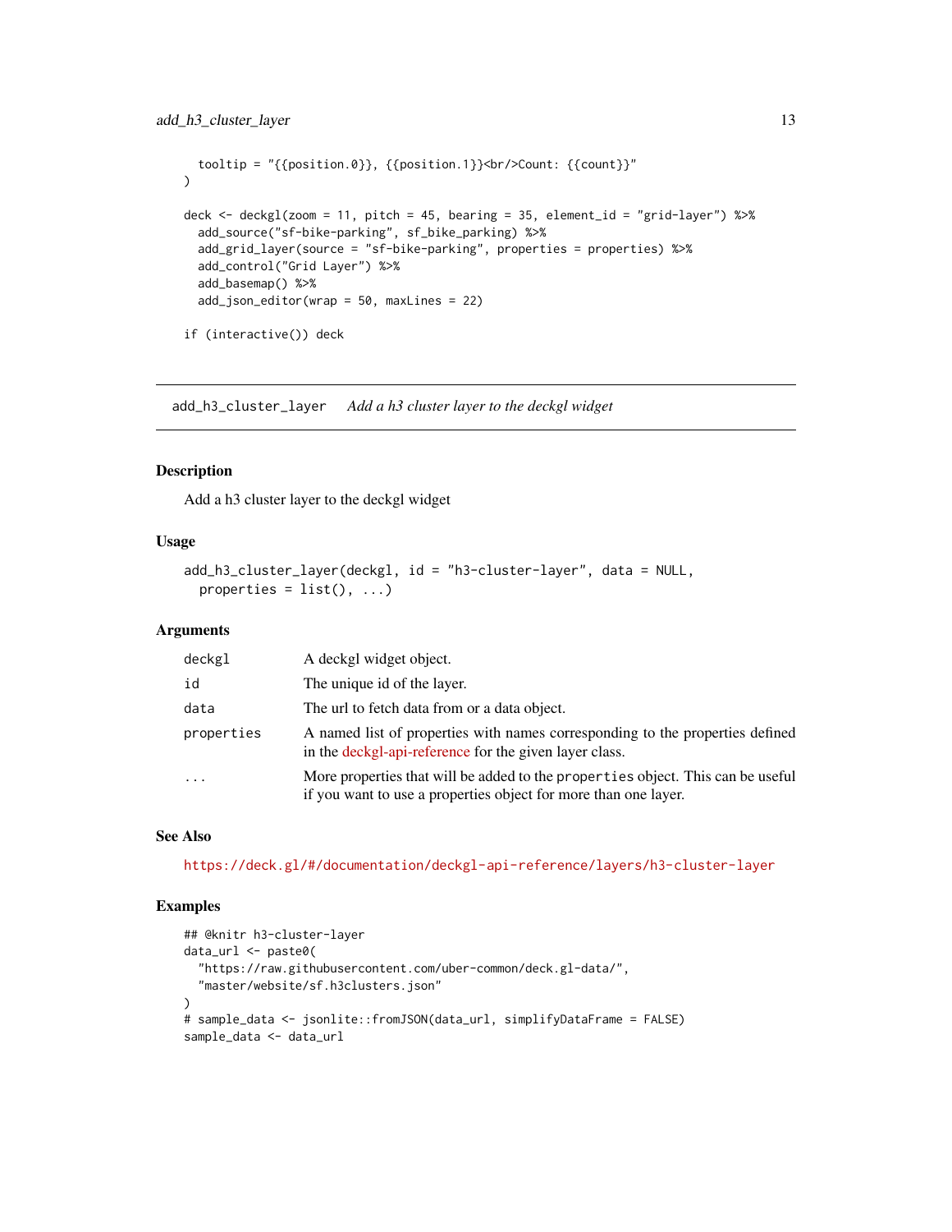```
  tooltip = "{{position.0}}, {{position.1}}<br/>Count: {{count}}"
)

deck <- deckgl(zoom = 11, pitch = 45, bearing = 35, element_id = "grid-layer") %>%
  add_source("sf-bike-parking", sf_bike_parking) %>%
  add_grid_layer(source = "sf-bike-parking", properties = properties) %>%
  add_control("Grid Layer") %>%
  add_basemap() %>%
  add_json_editor(wrap = 50, maxLines = 22)

if (interactive()) deck
```

## add_h3_cluster_layer *Add a h3 cluster layer to the deckgl widget*

### Description

Add a h3 cluster layer to the deckgl widget

### Usage

```
add_h3_cluster_layer(deckgl, id = "h3-cluster-layer", data = NULL,
  properties = list(), ...)
```

### Arguments

| | |
|---|---|
| deckgl | A deckgl widget object. |
| id | The unique id of the layer. |
| data | The url to fetch data from or a data object. |
| properties | A named list of properties with names corresponding to the properties defined in the deckgl-api-reference for the given layer class. |
| ... | More properties that will be added to the properties object. This can be useful if you want to use a properties object for more than one layer. |

### See Also

https://deck.gl/#/documentation/deckgl-api-reference/layers/h3-cluster-layer

### Examples

```
## @knitr h3-cluster-layer
data_url <- paste0(
  "https://raw.githubusercontent.com/uber-common/deck.gl-data/",
  "master/website/sf.h3clusters.json"
)
# sample_data <- jsonlite::fromJSON(data_url, simplifyDataFrame = FALSE)
sample_data <- data_url
```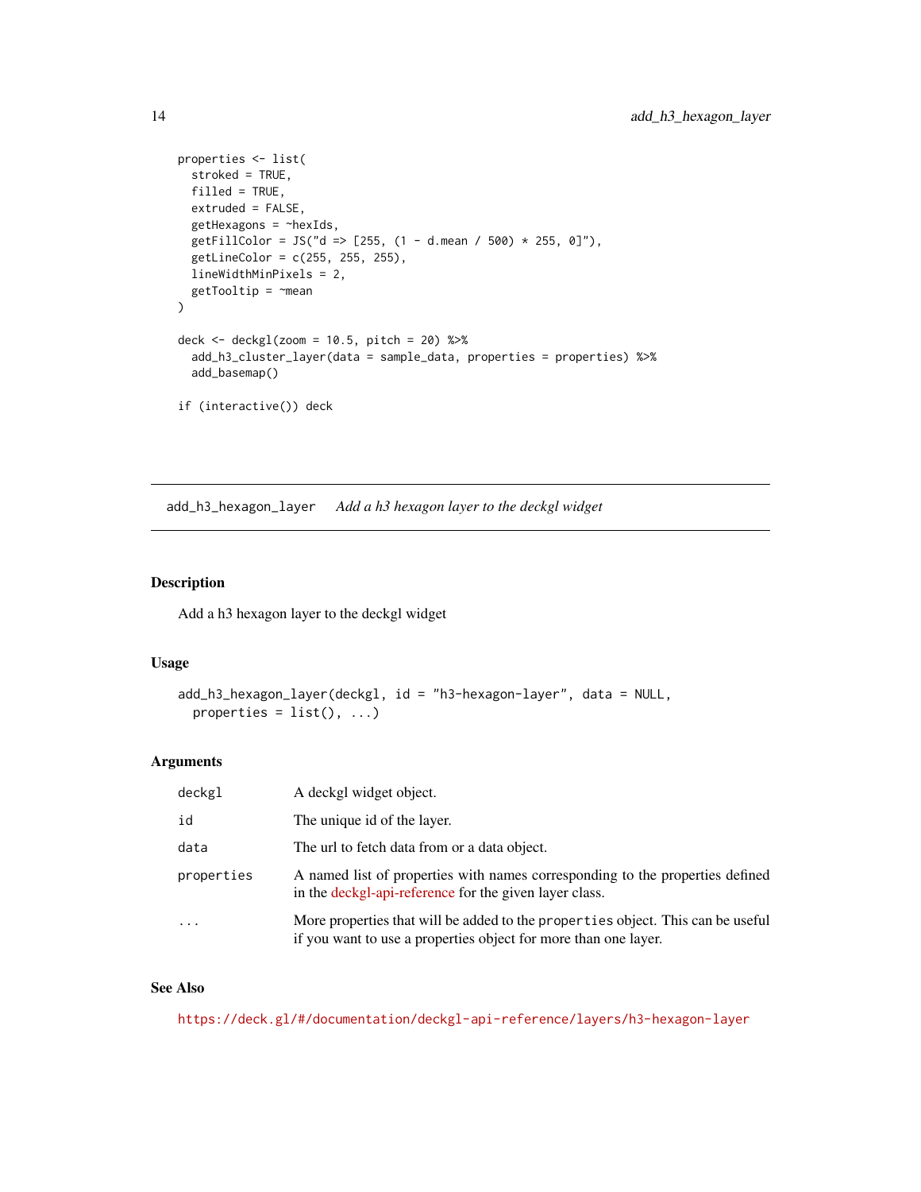```
properties <- list(
  stroked = TRUE,
  filled = TRUE,
  extruded = FALSE,
  getHexagons = ~hexIds,
  getFillColor = JS("d => [255, (1 - d.mean / 500) * 255, 0]"),
  getLineColor = c(255, 255, 255),
  lineWidthMinPixels = 2,
  getTooltip = ~mean
)

deck <- deckgl(zoom = 10.5, pitch = 20) %>%
  add_h3_cluster_layer(data = sample_data, properties = properties) %>%
  add_basemap()

if (interactive()) deck
```

## add_h3_hexagon_layer    *Add a h3 hexagon layer to the deckgl widget*

### Description

Add a h3 hexagon layer to the deckgl widget

### Usage

```
add_h3_hexagon_layer(deckgl, id = "h3-hexagon-layer", data = NULL,
  properties = list(), ...)
```

### Arguments

| | |
|---|---|
| `deckgl` | A deckgl widget object. |
| `id` | The unique id of the layer. |
| `data` | The url to fetch data from or a data object. |
| `properties` | A named list of properties with names corresponding to the properties defined in the deckgl-api-reference for the given layer class. |
| `...` | More properties that will be added to the `properties` object. This can be useful if you want to use a properties object for more than one layer. |

### See Also

https://deck.gl/#/documentation/deckgl-api-reference/layers/h3-hexagon-layer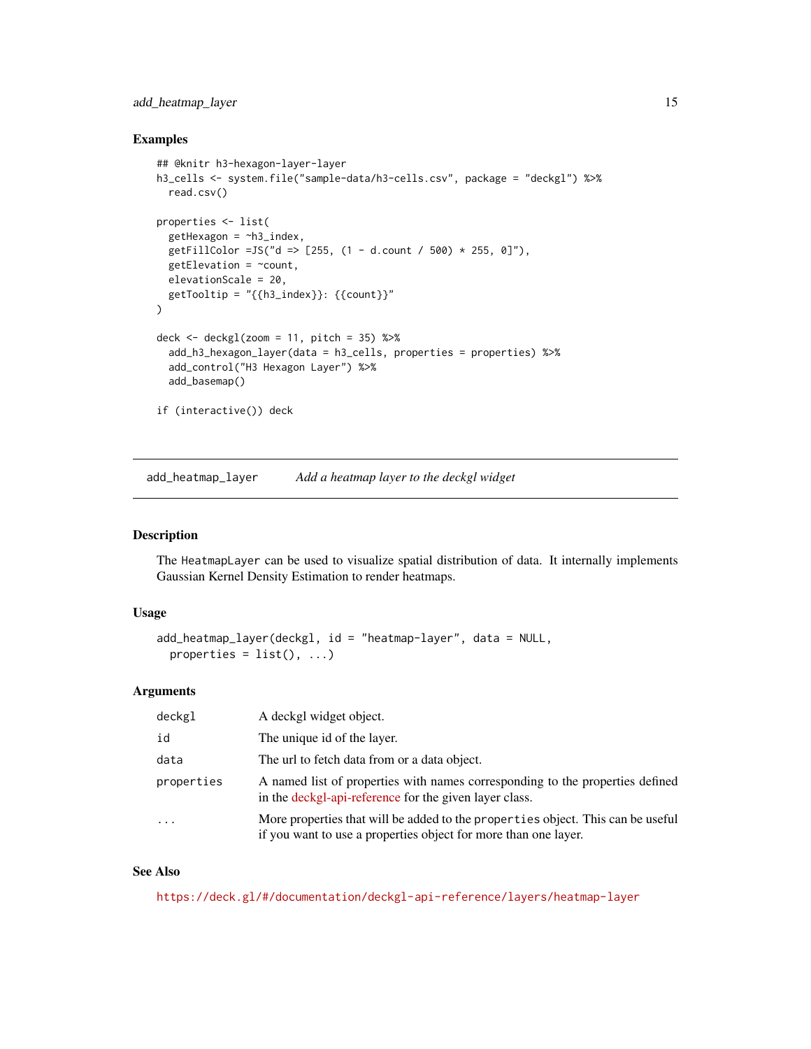## Examples

```
## @knitr h3-hexagon-layer-layer
h3_cells <- system.file("sample-data/h3-cells.csv", package = "deckgl") %>%
  read.csv()

properties <- list(
  getHexagon = ~h3_index,
  getFillColor =JS("d => [255, (1 - d.count / 500) * 255, 0]"),
  getElevation = ~count,
  elevationScale = 20,
  getTooltip = "{{h3_index}}: {{count}}"
)

deck <- deckgl(zoom = 11, pitch = 35) %>%
  add_h3_hexagon_layer(data = h3_cells, properties = properties) %>%
  add_control("H3 Hexagon Layer") %>%
  add_basemap()

if (interactive()) deck
```

---

# add_heatmap_layer — *Add a heatmap layer to the deckgl widget*

## Description

The HeatmapLayer can be used to visualize spatial distribution of data. It internally implements Gaussian Kernel Density Estimation to render heatmaps.

## Usage

```
add_heatmap_layer(deckgl, id = "heatmap-layer", data = NULL,
  properties = list(), ...)
```

## Arguments

| | |
|---|---|
| deckgl | A deckgl widget object. |
| id | The unique id of the layer. |
| data | The url to fetch data from or a data object. |
| properties | A named list of properties with names corresponding to the properties defined in the deckgl-api-reference for the given layer class. |
| ... | More properties that will be added to the properties object. This can be useful if you want to use a properties object for more than one layer. |

## See Also

https://deck.gl/#/documentation/deckgl-api-reference/layers/heatmap-layer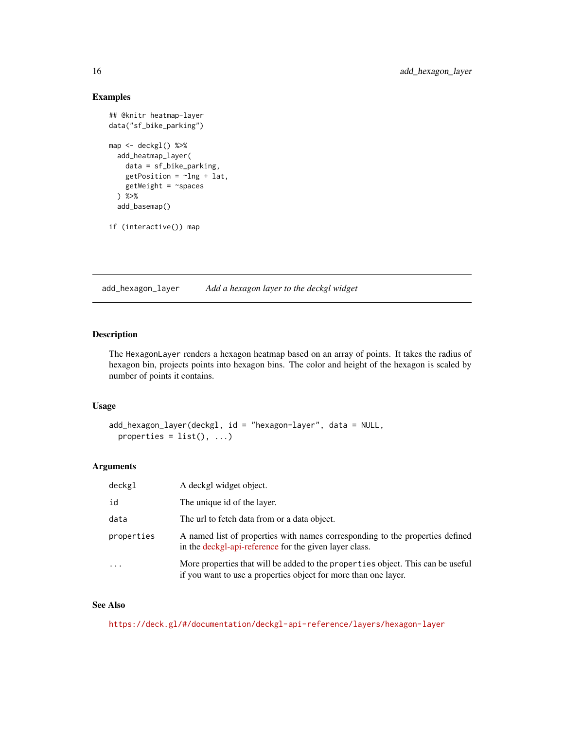## Examples

```
## @knitr heatmap-layer
data("sf_bike_parking")

map <- deckgl() %>%
  add_heatmap_layer(
    data = sf_bike_parking,
    getPosition = ~lng + lat,
    getWeight = ~spaces
  ) %>%
  add_basemap()

if (interactive()) map
```

---

# add_hexagon_layer — *Add a hexagon layer to the deckgl widget*

## Description

The `HexagonLayer` renders a hexagon heatmap based on an array of points. It takes the radius of hexagon bin, projects points into hexagon bins. The color and height of the hexagon is scaled by number of points it contains.

## Usage

```
add_hexagon_layer(deckgl, id = "hexagon-layer", data = NULL,
  properties = list(), ...)
```

## Arguments

| | |
|---|---|
| `deckgl` | A deckgl widget object. |
| `id` | The unique id of the layer. |
| `data` | The url to fetch data from or a data object. |
| `properties` | A named list of properties with names corresponding to the properties defined in the deckgl-api-reference for the given layer class. |
| `...` | More properties that will be added to the `properties` object. This can be useful if you want to use a properties object for more than one layer. |

## See Also

https://deck.gl/#/documentation/deckgl-api-reference/layers/hexagon-layer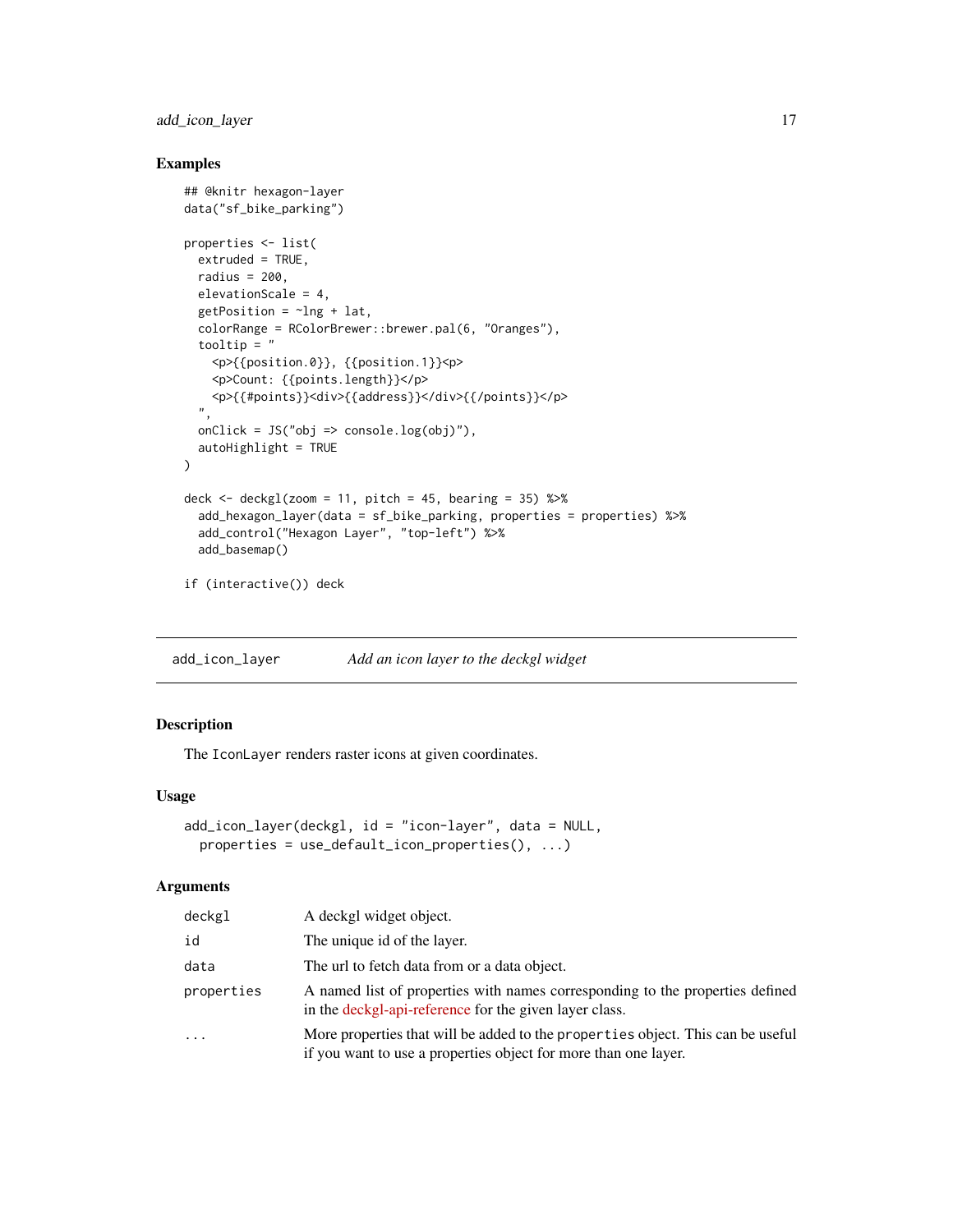## Examples

```
## @knitr hexagon-layer
data("sf_bike_parking")

properties <- list(
  extruded = TRUE,
  radius = 200,
  elevationScale = 4,
  getPosition = ~lng + lat,
  colorRange = RColorBrewer::brewer.pal(6, "Oranges"),
  tooltip = "
    <p>{{position.0}}, {{position.1}}<p>
    <p>Count: {{points.length}}</p>
    <p>{{#points}}<div>{{address}}</div>{{/points}}</p>
  ",
  onClick = JS("obj => console.log(obj)"),
  autoHighlight = TRUE
)

deck <- deckgl(zoom = 11, pitch = 45, bearing = 35) %>%
  add_hexagon_layer(data = sf_bike_parking, properties = properties) %>%
  add_control("Hexagon Layer", "top-left") %>%
  add_basemap()

if (interactive()) deck
```

---

`add_icon_layer` *Add an icon layer to the deckgl widget*

---

## Description

The `IconLayer` renders raster icons at given coordinates.

## Usage

```
add_icon_layer(deckgl, id = "icon-layer", data = NULL,
  properties = use_default_icon_properties(), ...)
```

## Arguments

| | |
|---|---|
| `deckgl` | A deckgl widget object. |
| `id` | The unique id of the layer. |
| `data` | The url to fetch data from or a data object. |
| `properties` | A named list of properties with names corresponding to the properties defined in the deckgl-api-reference for the given layer class. |
| `...` | More properties that will be added to the `properties` object. This can be useful if you want to use a properties object for more than one layer. |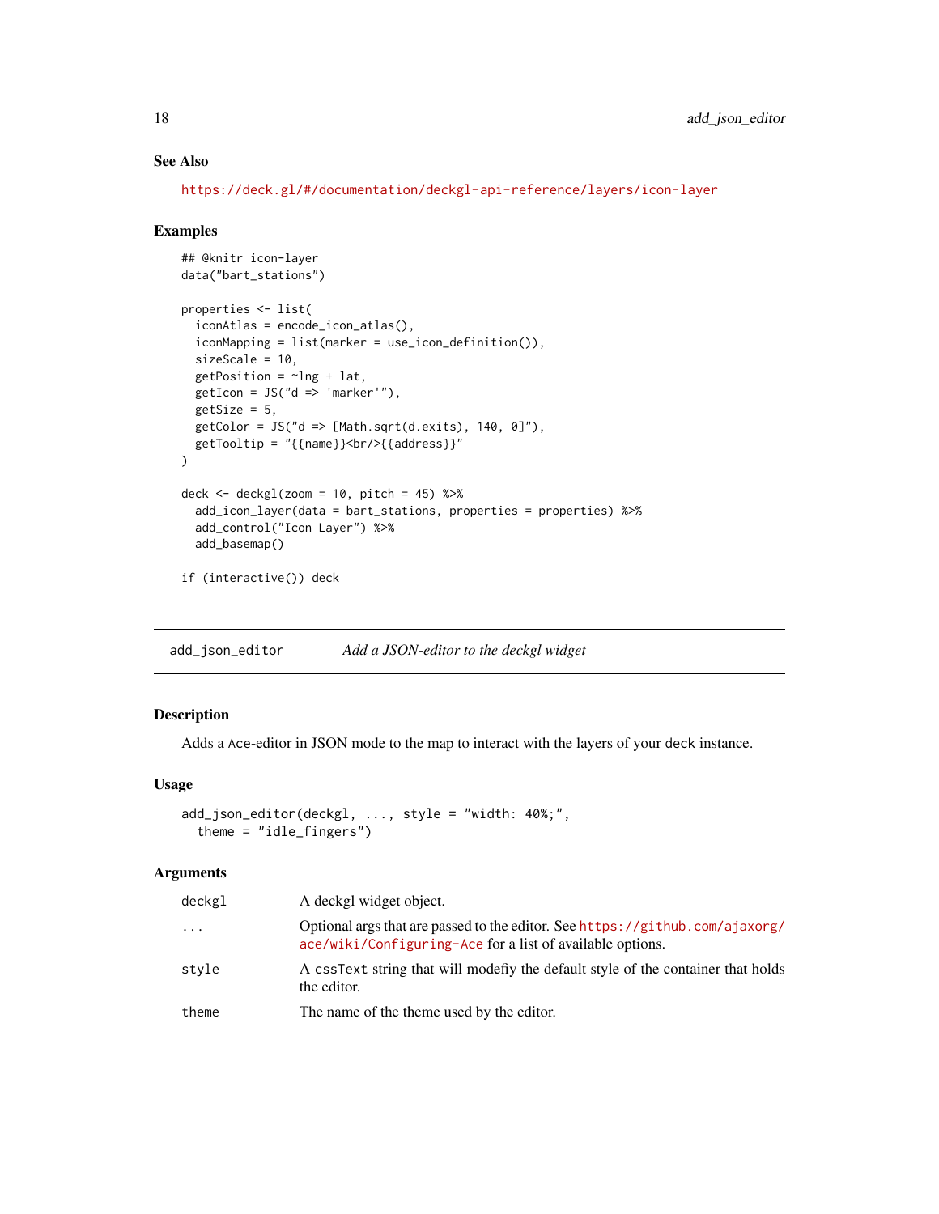### See Also

https://deck.gl/#/documentation/deckgl-api-reference/layers/icon-layer

### Examples

```
## @knitr icon-layer
data("bart_stations")

properties <- list(
  iconAtlas = encode_icon_atlas(),
  iconMapping = list(marker = use_icon_definition()),
  sizeScale = 10,
  getPosition = ~lng + lat,
  getIcon = JS("d => 'marker'"),
  getSize = 5,
  getColor = JS("d => [Math.sqrt(d.exits), 140, 0]"),
  getTooltip = "{{name}}<br/>{{address}}"
)

deck <- deckgl(zoom = 10, pitch = 45) %>%
  add_icon_layer(data = bart_stations, properties = properties) %>%
  add_control("Icon Layer") %>%
  add_basemap()

if (interactive()) deck
```

---

## add_json_editor — *Add a JSON-editor to the deckgl widget*

### Description

Adds a Ace-editor in JSON mode to the map to interact with the layers of your deck instance.

### Usage

```
add_json_editor(deckgl, ..., style = "width: 40%;",
  theme = "idle_fingers")
```

### Arguments

| | |
|---|---|
| `deckgl` | A deckgl widget object. |
| `...` | Optional args that are passed to the editor. See https://github.com/ajaxorg/ace/wiki/Configuring-Ace for a list of available options. |
| `style` | A `cssText` string that will modefiy the default style of the container that holds the editor. |
| `theme` | The name of the theme used by the editor. |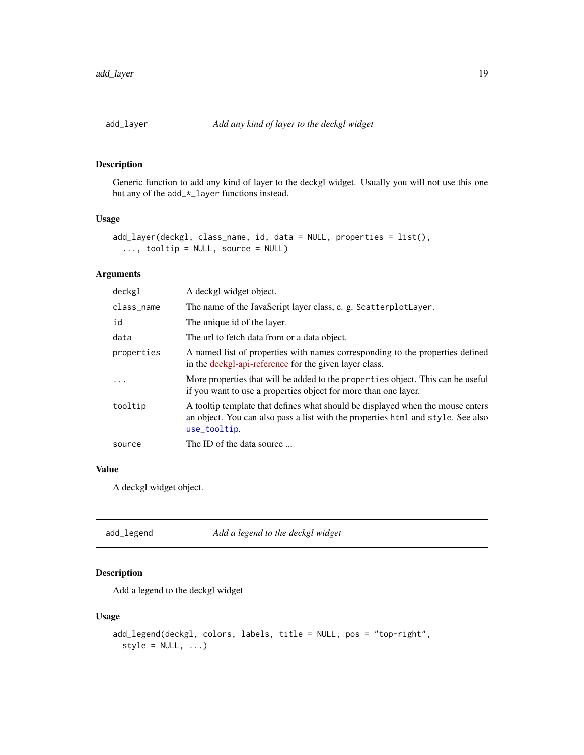## add_layer — *Add any kind of layer to the deckgl widget*

### Description

Generic function to add any kind of layer to the deckgl widget. Usually you will not use this one but any of the `add_*_layer` functions instead.

### Usage

```
add_layer(deckgl, class_name, id, data = NULL, properties = list(),
  ..., tooltip = NULL, source = NULL)
```

### Arguments

| | |
|---|---|
| `deckgl` | A deckgl widget object. |
| `class_name` | The name of the JavaScript layer class, e. g. `ScatterplotLayer`. |
| `id` | The unique id of the layer. |
| `data` | The url to fetch data from or a data object. |
| `properties` | A named list of properties with names corresponding to the properties defined in the deckgl-api-reference for the given layer class. |
| `...` | More properties that will be added to the `properties` object. This can be useful if you want to use a properties object for more than one layer. |
| `tooltip` | A tooltip template that defines what should be displayed when the mouse enters an object. You can also pass a list with the properties `html` and `style`. See also `use_tooltip`. |
| `source` | The ID of the data source ... |

### Value

A deckgl widget object.

## add_legend — *Add a legend to the deckgl widget*

### Description

Add a legend to the deckgl widget

### Usage

```
add_legend(deckgl, colors, labels, title = NULL, pos = "top-right",
  style = NULL, ...)
```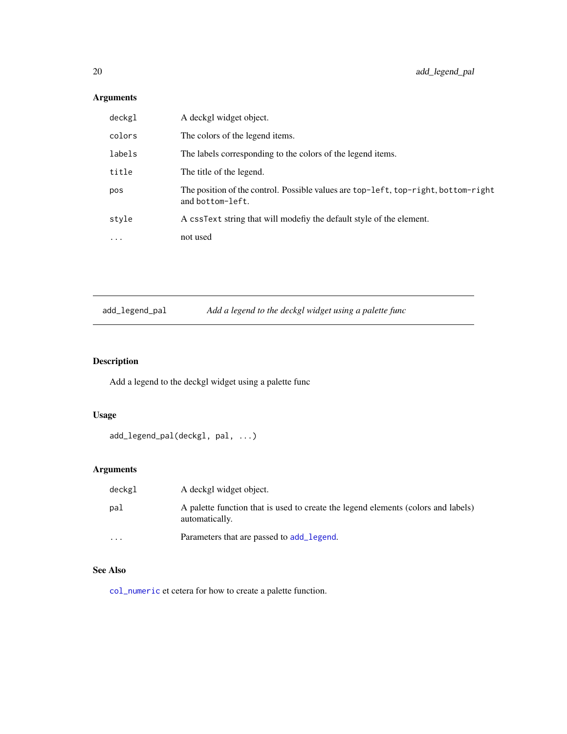### Arguments

| | |
|---|---|
| `deckgl` | A deckgl widget object. |
| `colors` | The colors of the legend items. |
| `labels` | The labels corresponding to the colors of the legend items. |
| `title` | The title of the legend. |
| `pos` | The position of the control. Possible values are `top-left`, `top-right`, `bottom-right` and `bottom-left`. |
| `style` | A `cssText` string that will modefiy the default style of the element. |
| `...` | not used |

---

## add_legend_pal    *Add a legend to the deckgl widget using a palette func*

---

### Description

Add a legend to the deckgl widget using a palette func

### Usage

```
add_legend_pal(deckgl, pal, ...)
```

### Arguments

| | |
|---|---|
| `deckgl` | A deckgl widget object. |
| `pal` | A palette function that is used to create the legend elements (colors and labels) automatically. |
| `...` | Parameters that are passed to `add_legend`. |

### See Also

`col_numeric` et cetera for how to create a palette function.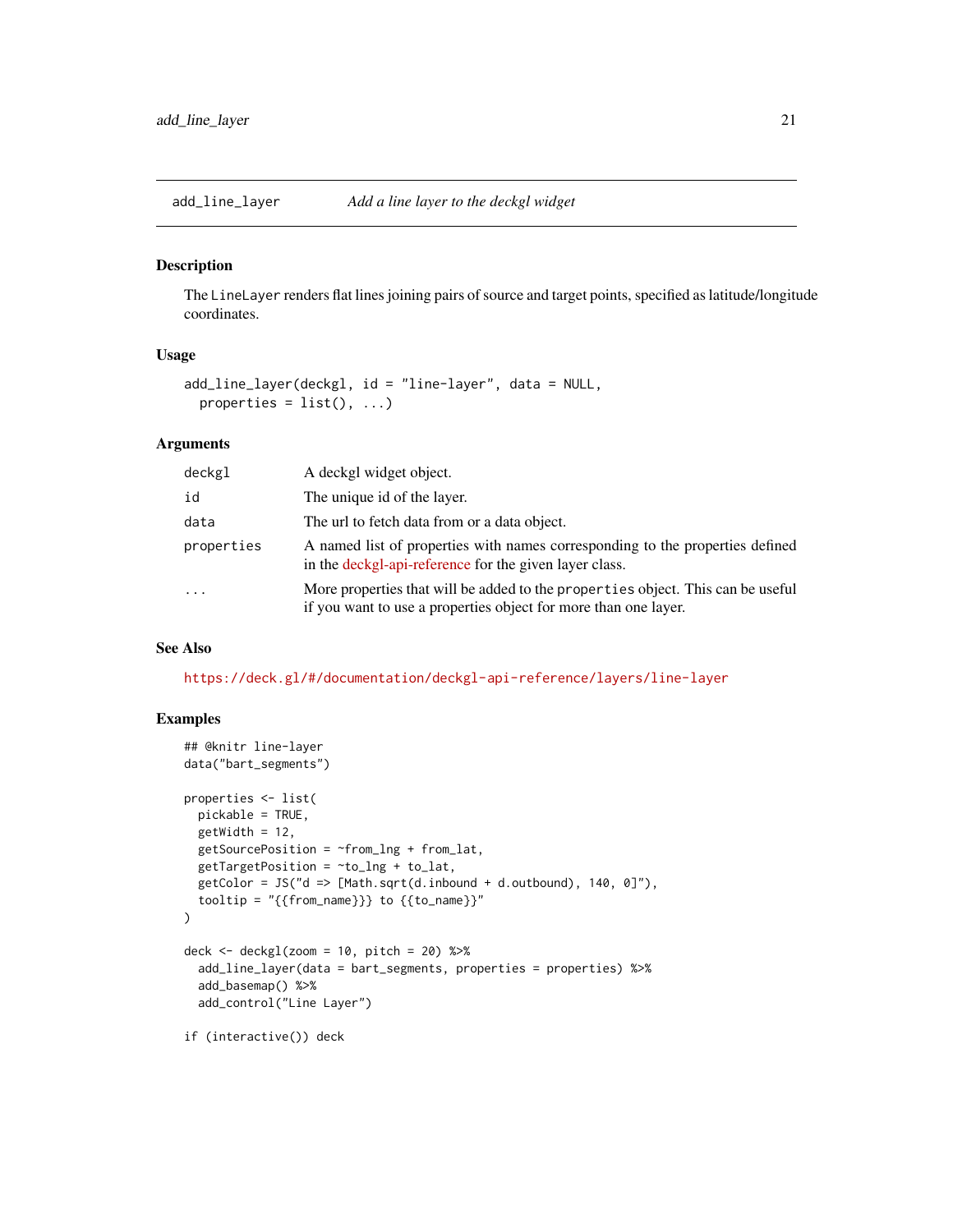## add_line_layer — *Add a line layer to the deckgl widget*

### Description

The `LineLayer` renders flat lines joining pairs of source and target points, specified as latitude/longitude coordinates.

### Usage

```
add_line_layer(deckgl, id = "line-layer", data = NULL,
  properties = list(), ...)
```

### Arguments

| | |
|---|---|
| `deckgl` | A deckgl widget object. |
| `id` | The unique id of the layer. |
| `data` | The url to fetch data from or a data object. |
| `properties` | A named list of properties with names corresponding to the properties defined in the deckgl-api-reference for the given layer class. |
| `...` | More properties that will be added to the `properties` object. This can be useful if you want to use a properties object for more than one layer. |

### See Also

https://deck.gl/#/documentation/deckgl-api-reference/layers/line-layer

### Examples

```
## @knitr line-layer
data("bart_segments")

properties <- list(
  pickable = TRUE,
  getWidth = 12,
  getSourcePosition = ~from_lng + from_lat,
  getTargetPosition = ~to_lng + to_lat,
  getColor = JS("d => [Math.sqrt(d.inbound + d.outbound), 140, 0]"),
  tooltip = "{{from_name}} to {{to_name}}"
)

deck <- deckgl(zoom = 10, pitch = 20) %>%
  add_line_layer(data = bart_segments, properties = properties) %>%
  add_basemap() %>%
  add_control("Line Layer")

if (interactive()) deck
```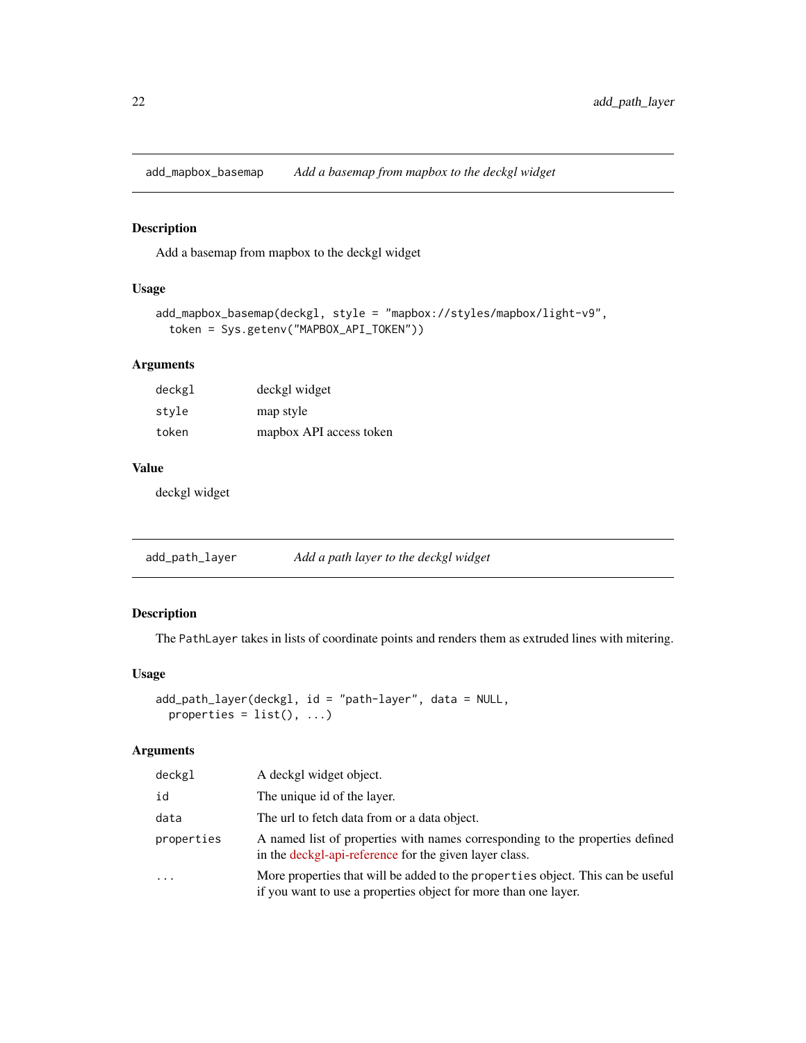## add_mapbox_basemap — *Add a basemap from mapbox to the deckgl widget*

### Description

Add a basemap from mapbox to the deckgl widget

### Usage

```
add_mapbox_basemap(deckgl, style = "mapbox://styles/mapbox/light-v9",
  token = Sys.getenv("MAPBOX_API_TOKEN"))
```

### Arguments

| | |
|---|---|
| deckgl | deckgl widget |
| style | map style |
| token | mapbox API access token |

### Value

deckgl widget

## add_path_layer — *Add a path layer to the deckgl widget*

### Description

The PathLayer takes in lists of coordinate points and renders them as extruded lines with mitering.

### Usage

```
add_path_layer(deckgl, id = "path-layer", data = NULL,
  properties = list(), ...)
```

### Arguments

| | |
|---|---|
| deckgl | A deckgl widget object. |
| id | The unique id of the layer. |
| data | The url to fetch data from or a data object. |
| properties | A named list of properties with names corresponding to the properties defined in the deckgl-api-reference for the given layer class. |
| ... | More properties that will be added to the properties object. This can be useful if you want to use a properties object for more than one layer. |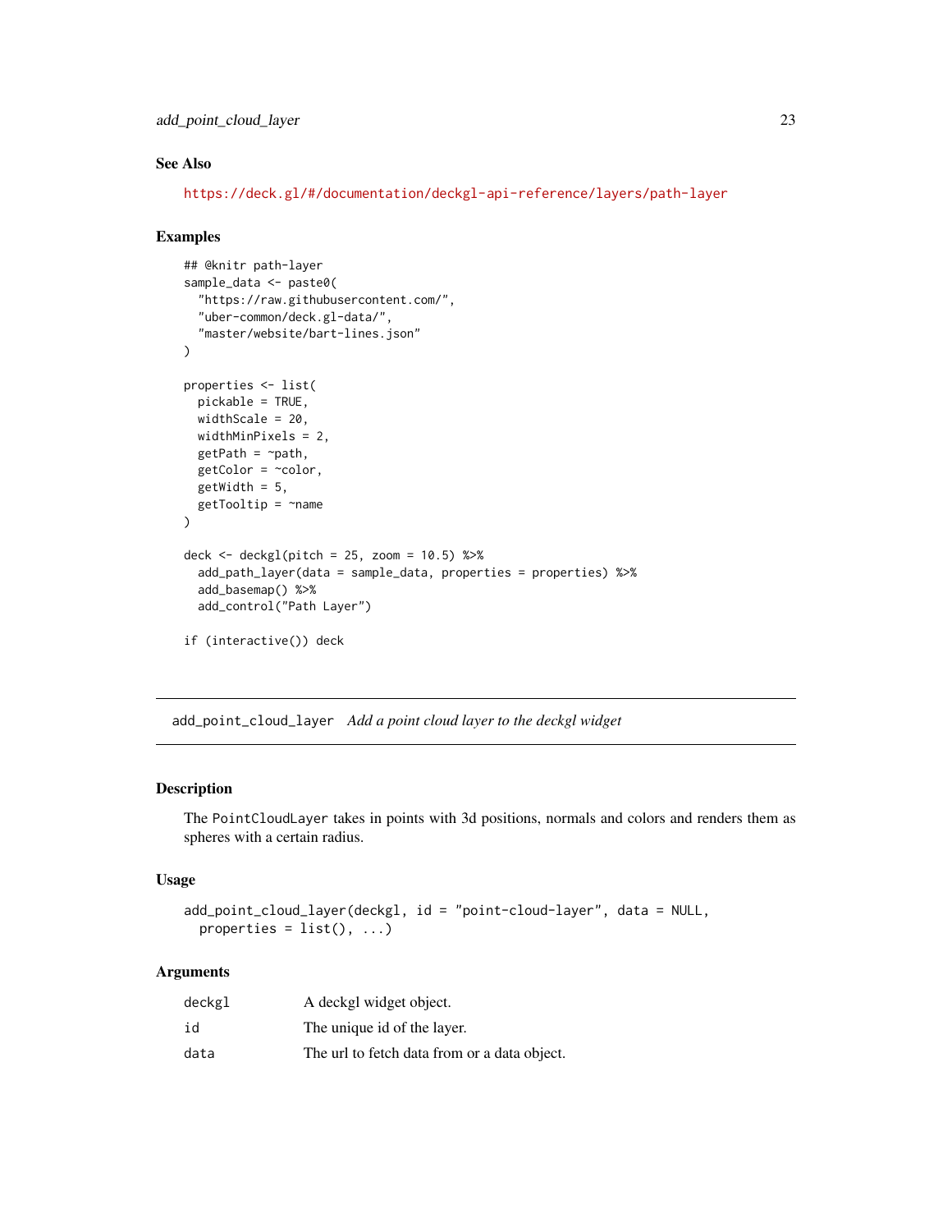### See Also

https://deck.gl/#/documentation/deckgl-api-reference/layers/path-layer

### Examples

```
## @knitr path-layer
sample_data <- paste0(
  "https://raw.githubusercontent.com/",
  "uber-common/deck.gl-data/",
  "master/website/bart-lines.json"
)

properties <- list(
  pickable = TRUE,
  widthScale = 20,
  widthMinPixels = 2,
  getPath = ~path,
  getColor = ~color,
  getWidth = 5,
  getTooltip = ~name
)

deck <- deckgl(pitch = 25, zoom = 10.5) %>%
  add_path_layer(data = sample_data, properties = properties) %>%
  add_basemap() %>%
  add_control("Path Layer")

if (interactive()) deck
```

---

## add_point_cloud_layer *Add a point cloud layer to the deckgl widget*

### Description

The `PointCloudLayer` takes in points with 3d positions, normals and colors and renders them as spheres with a certain radius.

### Usage

```
add_point_cloud_layer(deckgl, id = "point-cloud-layer", data = NULL,
  properties = list(), ...)
```

### Arguments

| | |
|---|---|
| deckgl | A deckgl widget object. |
| id | The unique id of the layer. |
| data | The url to fetch data from or a data object. |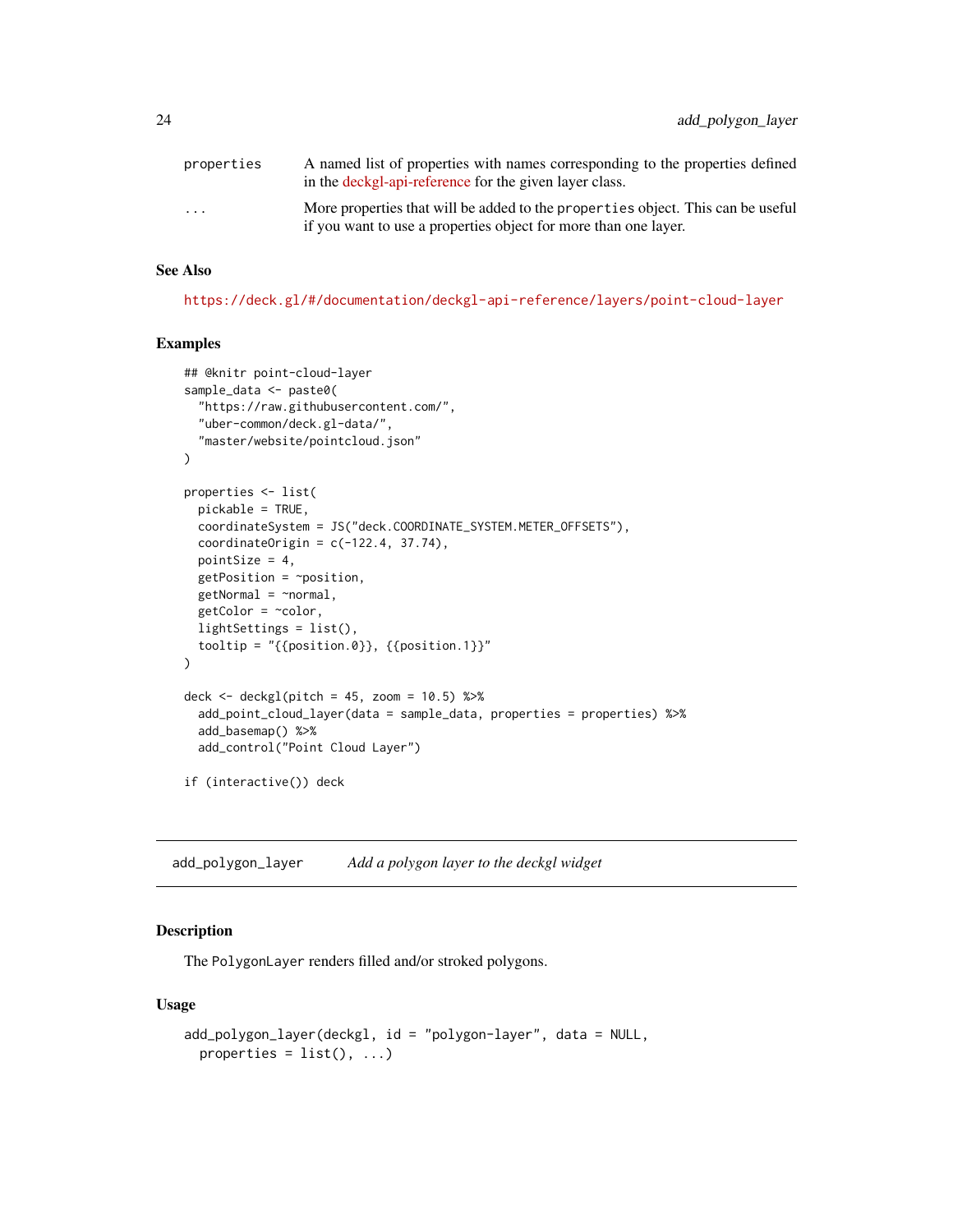| | |
|---|---|
| properties | A named list of properties with names corresponding to the properties defined in the deckgl-api-reference for the given layer class. |
| ... | More properties that will be added to the properties object. This can be useful if you want to use a properties object for more than one layer. |

### See Also

https://deck.gl/#/documentation/deckgl-api-reference/layers/point-cloud-layer

### Examples

```
## @knitr point-cloud-layer
sample_data <- paste0(
  "https://raw.githubusercontent.com/",
  "uber-common/deck.gl-data/",
  "master/website/pointcloud.json"
)

properties <- list(
  pickable = TRUE,
  coordinateSystem = JS("deck.COORDINATE_SYSTEM.METER_OFFSETS"),
  coordinateOrigin = c(-122.4, 37.74),
  pointSize = 4,
  getPosition = ~position,
  getNormal = ~normal,
  getColor = ~color,
  lightSettings = list(),
  tooltip = "{{position.0}}, {{position.1}}"
)

deck <- deckgl(pitch = 45, zoom = 10.5) %>%
  add_point_cloud_layer(data = sample_data, properties = properties) %>%
  add_basemap() %>%
  add_control("Point Cloud Layer")

if (interactive()) deck
```

---

## add_polygon_layer — *Add a polygon layer to the deckgl widget*

---

### Description

The PolygonLayer renders filled and/or stroked polygons.

### Usage

```
add_polygon_layer(deckgl, id = "polygon-layer", data = NULL,
  properties = list(), ...)
```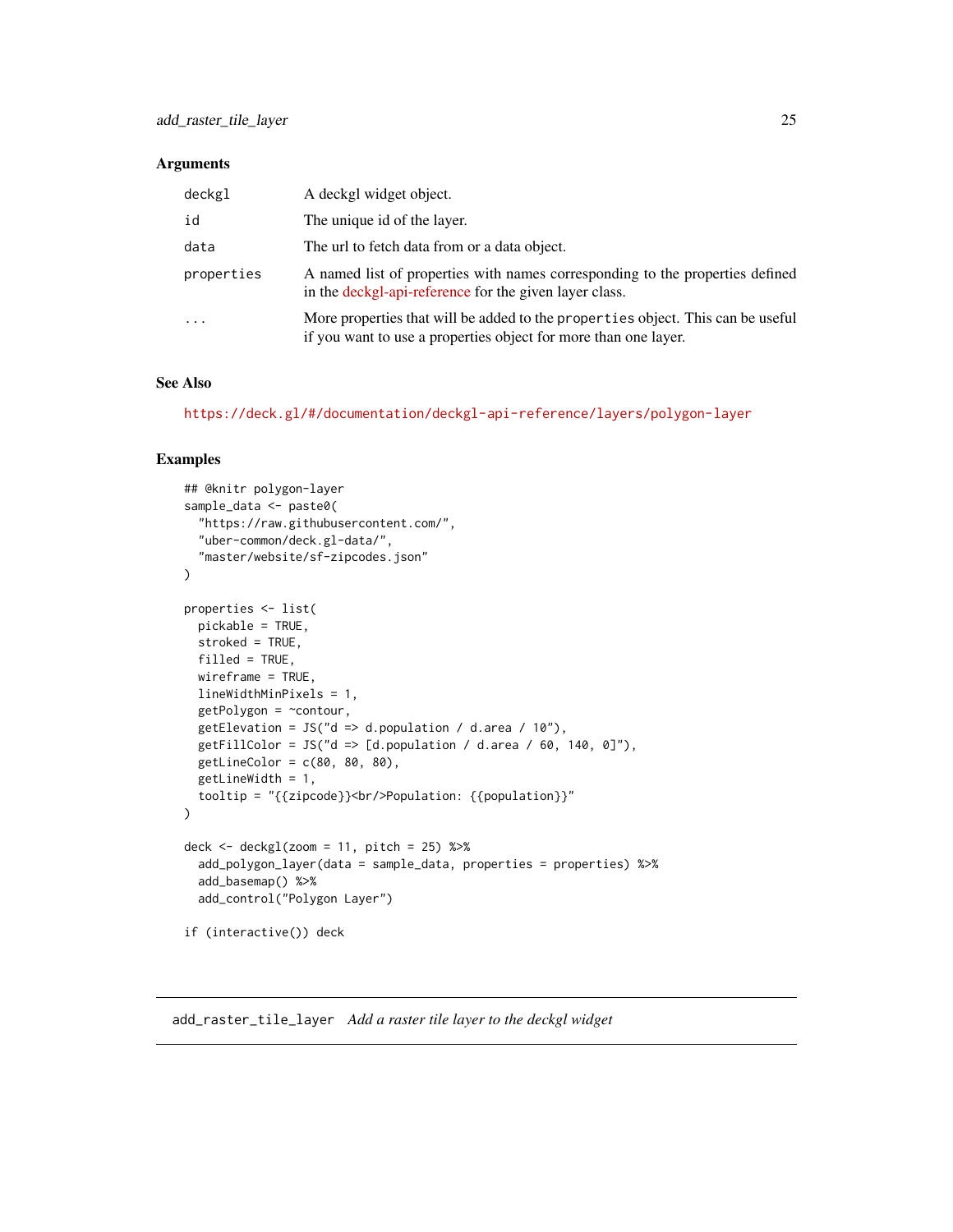### Arguments

| | |
|---|---|
| deckgl | A deckgl widget object. |
| id | The unique id of the layer. |
| data | The url to fetch data from or a data object. |
| properties | A named list of properties with names corresponding to the properties defined in the deckgl-api-reference for the given layer class. |
| ... | More properties that will be added to the `properties` object. This can be useful if you want to use a properties object for more than one layer. |

### See Also

https://deck.gl/#/documentation/deckgl-api-reference/layers/polygon-layer

### Examples

```
## @knitr polygon-layer
sample_data <- paste0(
  "https://raw.githubusercontent.com/",
  "uber-common/deck.gl-data/",
  "master/website/sf-zipcodes.json"
)

properties <- list(
  pickable = TRUE,
  stroked = TRUE,
  filled = TRUE,
  wireframe = TRUE,
  lineWidthMinPixels = 1,
  getPolygon = ~contour,
  getElevation = JS("d => d.population / d.area / 10"),
  getFillColor = JS("d => [d.population / d.area / 60, 140, 0]"),
  getLineColor = c(80, 80, 80),
  getLineWidth = 1,
  tooltip = "{{zipcode}}<br/>Population: {{population}}"
)

deck <- deckgl(zoom = 11, pitch = 25) %>%
  add_polygon_layer(data = sample_data, properties = properties) %>%
  add_basemap() %>%
  add_control("Polygon Layer")

if (interactive()) deck
```

## add_raster_tile_layer *Add a raster tile layer to the deckgl widget*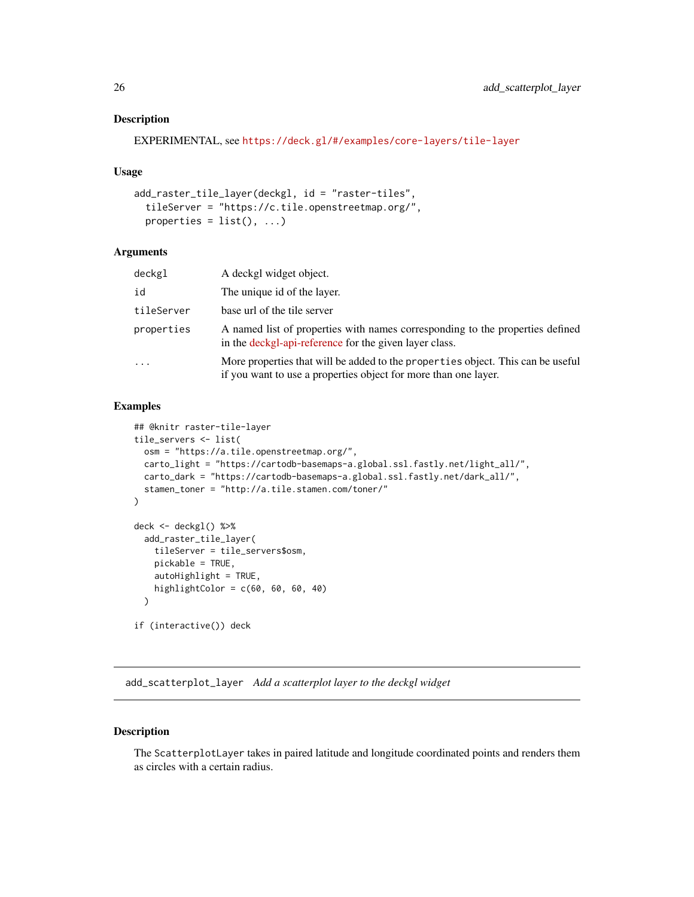### Description

EXPERIMENTAL, see https://deck.gl/#/examples/core-layers/tile-layer

### Usage

```
add_raster_tile_layer(deckgl, id = "raster-tiles",
  tileServer = "https://c.tile.openstreetmap.org/",
  properties = list(), ...)
```

### Arguments

| | |
|---|---|
| deckgl | A deckgl widget object. |
| id | The unique id of the layer. |
| tileServer | base url of the tile server |
| properties | A named list of properties with names corresponding to the properties defined in the deckgl-api-reference for the given layer class. |
| ... | More properties that will be added to the properties object. This can be useful if you want to use a properties object for more than one layer. |

### Examples

```
## @knitr raster-tile-layer
tile_servers <- list(
  osm = "https://a.tile.openstreetmap.org/",
  carto_light = "https://cartodb-basemaps-a.global.ssl.fastly.net/light_all/",
  carto_dark = "https://cartodb-basemaps-a.global.ssl.fastly.net/dark_all/",
  stamen_toner = "http://a.tile.stamen.com/toner/"
)

deck <- deckgl() %>%
  add_raster_tile_layer(
    tileServer = tile_servers$osm,
    pickable = TRUE,
    autoHighlight = TRUE,
    highlightColor = c(60, 60, 60, 40)
  )

if (interactive()) deck
```

---

## add_scatterplot_layer *Add a scatterplot layer to the deckgl widget*

### Description

The ScatterplotLayer takes in paired latitude and longitude coordinated points and renders them as circles with a certain radius.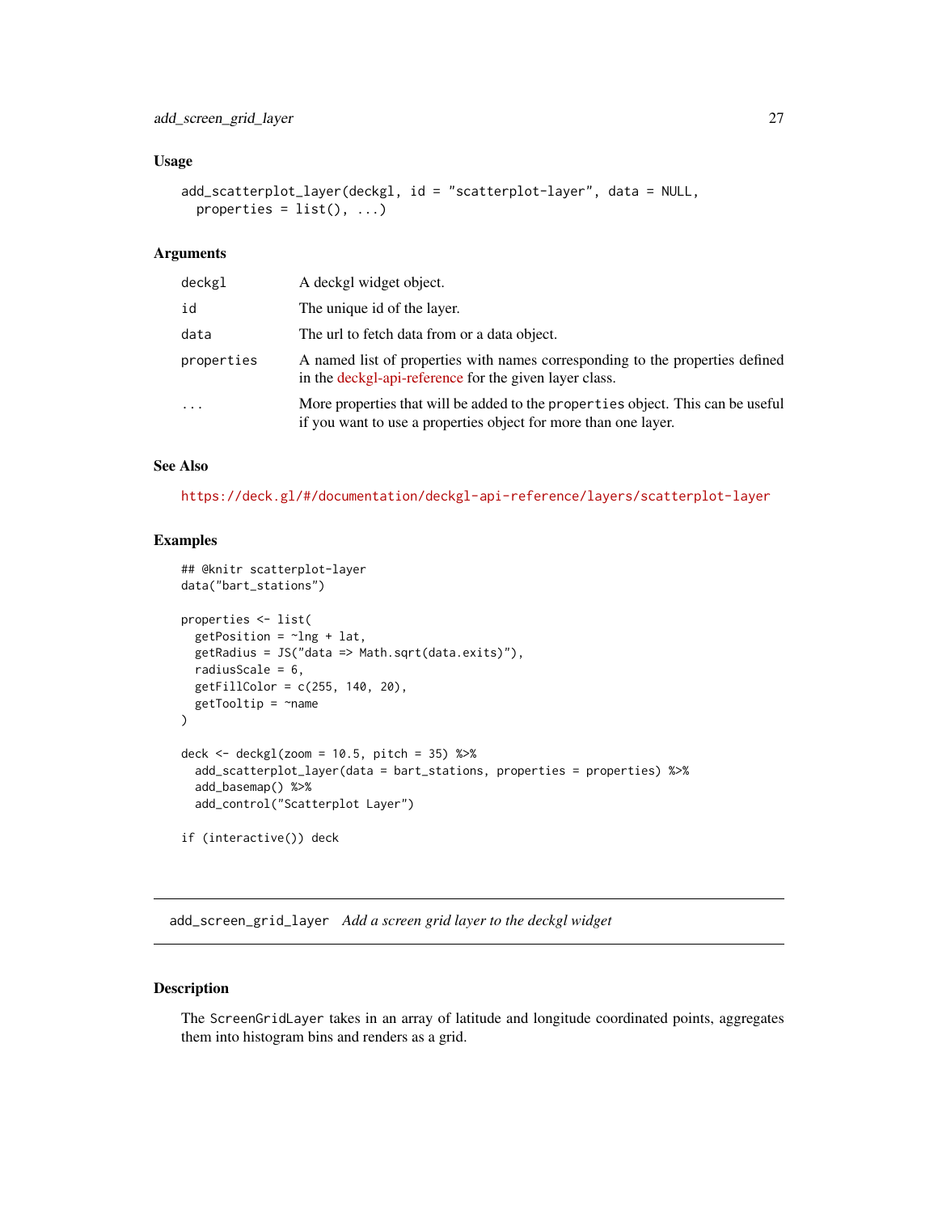### Usage

```
add_scatterplot_layer(deckgl, id = "scatterplot-layer", data = NULL,
  properties = list(), ...)
```

### Arguments

| | |
|---|---|
| deckgl | A deckgl widget object. |
| id | The unique id of the layer. |
| data | The url to fetch data from or a data object. |
| properties | A named list of properties with names corresponding to the properties defined in the deckgl-api-reference for the given layer class. |
| ... | More properties that will be added to the properties object. This can be useful if you want to use a properties object for more than one layer. |

### See Also

https://deck.gl/#/documentation/deckgl-api-reference/layers/scatterplot-layer

### Examples

```
## @knitr scatterplot-layer
data("bart_stations")

properties <- list(
  getPosition = ~lng + lat,
  getRadius = JS("data => Math.sqrt(data.exits)"),
  radiusScale = 6,
  getFillColor = c(255, 140, 20),
  getTooltip = ~name
)

deck <- deckgl(zoom = 10.5, pitch = 35) %>%
  add_scatterplot_layer(data = bart_stations, properties = properties) %>%
  add_basemap() %>%
  add_control("Scatterplot Layer")

if (interactive()) deck
```

---

## add_screen_grid_layer *Add a screen grid layer to the deckgl widget*

### Description

The ScreenGridLayer takes in an array of latitude and longitude coordinated points, aggregates them into histogram bins and renders as a grid.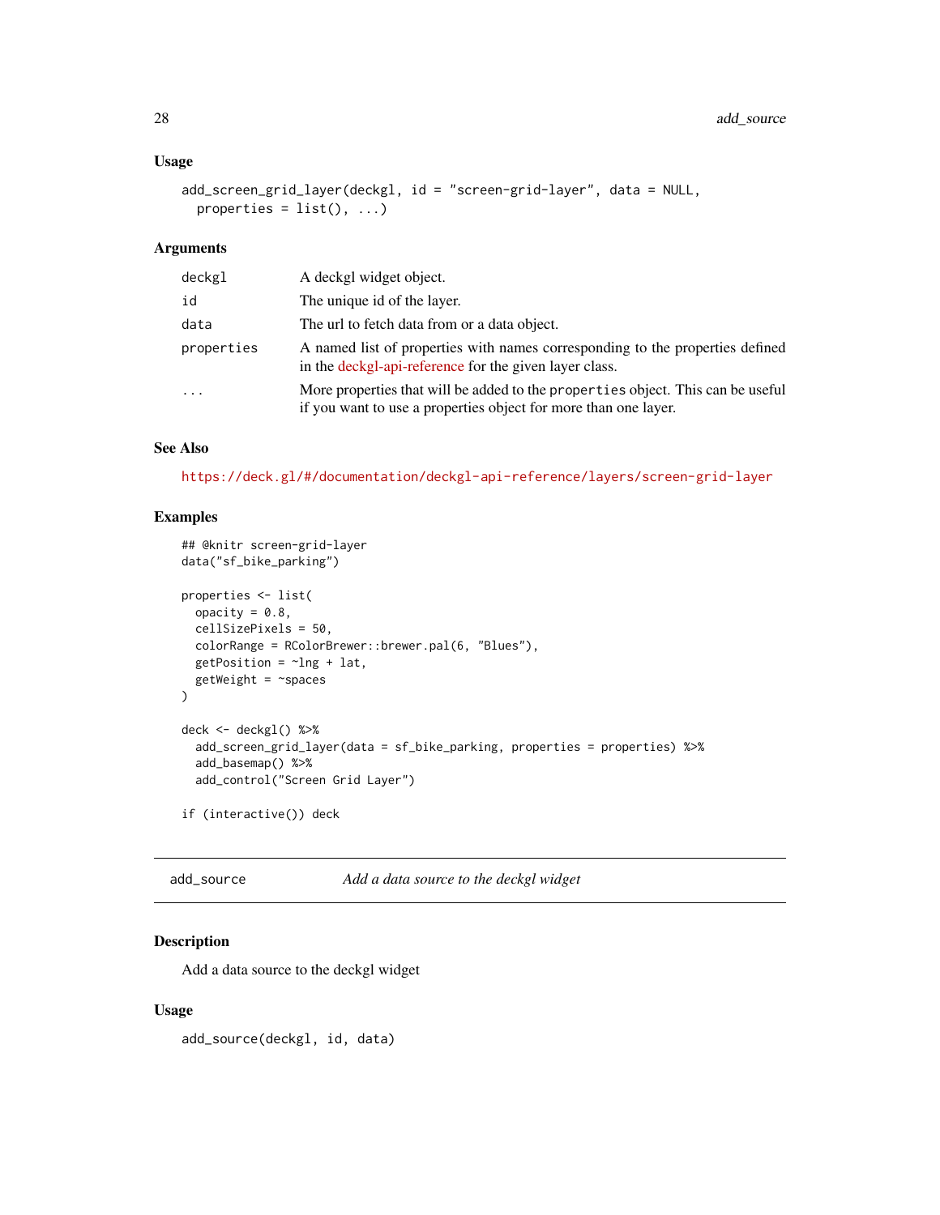### Usage

```
add_screen_grid_layer(deckgl, id = "screen-grid-layer", data = NULL,
  properties = list(), ...)
```

### Arguments

| | |
|---|---|
| deckgl | A deckgl widget object. |
| id | The unique id of the layer. |
| data | The url to fetch data from or a data object. |
| properties | A named list of properties with names corresponding to the properties defined in the deckgl-api-reference for the given layer class. |
| ... | More properties that will be added to the properties object. This can be useful if you want to use a properties object for more than one layer. |

### See Also

https://deck.gl/#/documentation/deckgl-api-reference/layers/screen-grid-layer

### Examples

```
## @knitr screen-grid-layer
data("sf_bike_parking")

properties <- list(
  opacity = 0.8,
  cellSizePixels = 50,
  colorRange = RColorBrewer::brewer.pal(6, "Blues"),
  getPosition = ~lng + lat,
  getWeight = ~spaces
)

deck <- deckgl() %>%
  add_screen_grid_layer(data = sf_bike_parking, properties = properties) %>%
  add_basemap() %>%
  add_control("Screen Grid Layer")

if (interactive()) deck
```

---

## add_source — *Add a data source to the deckgl widget*

---

### Description

Add a data source to the deckgl widget

### Usage

```
add_source(deckgl, id, data)
```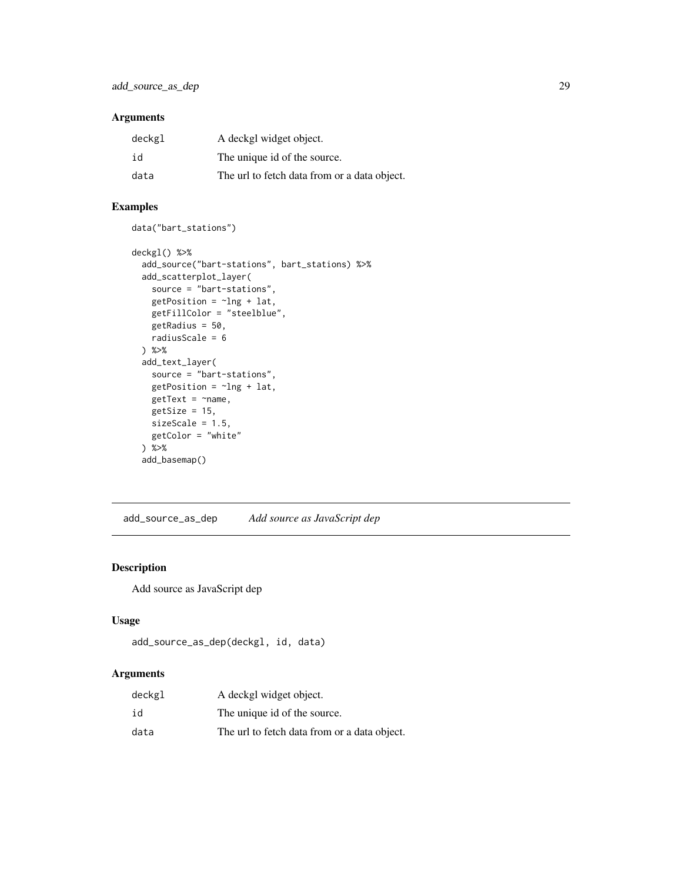### Arguments

| | |
|---|---|
| deckgl | A deckgl widget object. |
| id | The unique id of the source. |
| data | The url to fetch data from or a data object. |

### Examples

```
data("bart_stations")

deckgl() %>%
  add_source("bart-stations", bart_stations) %>%
  add_scatterplot_layer(
    source = "bart-stations",
    getPosition = ~lng + lat,
    getFillColor = "steelblue",
    getRadius = 50,
    radiusScale = 6
  ) %>%
  add_text_layer(
    source = "bart-stations",
    getPosition = ~lng + lat,
    getText = ~name,
    getSize = 15,
    sizeScale = 1.5,
    getColor = "white"
  ) %>%
  add_basemap()
```

## add_source_as_dep *Add source as JavaScript dep*

### Description

Add source as JavaScript dep

### Usage

```
add_source_as_dep(deckgl, id, data)
```

### Arguments

| | |
|---|---|
| deckgl | A deckgl widget object. |
| id | The unique id of the source. |
| data | The url to fetch data from or a data object. |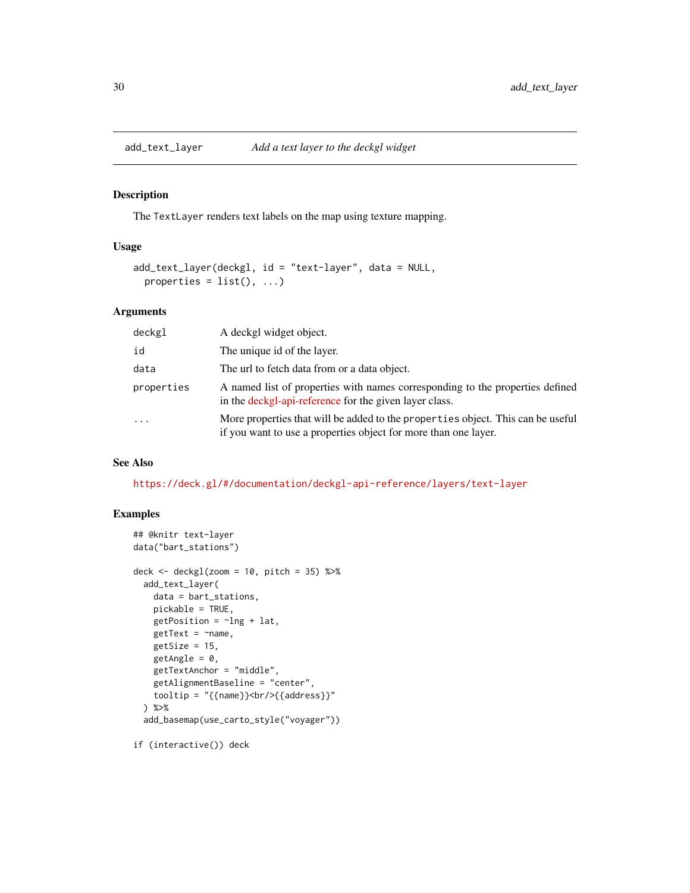add_text_layer    *Add a text layer to the deckgl widget*

## Description

The `TextLayer` renders text labels on the map using texture mapping.

## Usage

```
add_text_layer(deckgl, id = "text-layer", data = NULL,
  properties = list(), ...)
```

## Arguments

| | |
|---|---|
| `deckgl` | A deckgl widget object. |
| `id` | The unique id of the layer. |
| `data` | The url to fetch data from or a data object. |
| `properties` | A named list of properties with names corresponding to the properties defined in the deckgl-api-reference for the given layer class. |
| `...` | More properties that will be added to the `properties` object. This can be useful if you want to use a properties object for more than one layer. |

## See Also

https://deck.gl/#/documentation/deckgl-api-reference/layers/text-layer

## Examples

```
## @knitr text-layer
data("bart_stations")

deck <- deckgl(zoom = 10, pitch = 35) %>%
  add_text_layer(
    data = bart_stations,
    pickable = TRUE,
    getPosition = ~lng + lat,
    getText = ~name,
    getSize = 15,
    getAngle = 0,
    getTextAnchor = "middle",
    getAlignmentBaseline = "center",
    tooltip = "{{name}}<br/>{{address}}"
  ) %>%
  add_basemap(use_carto_style("voyager"))

if (interactive()) deck
```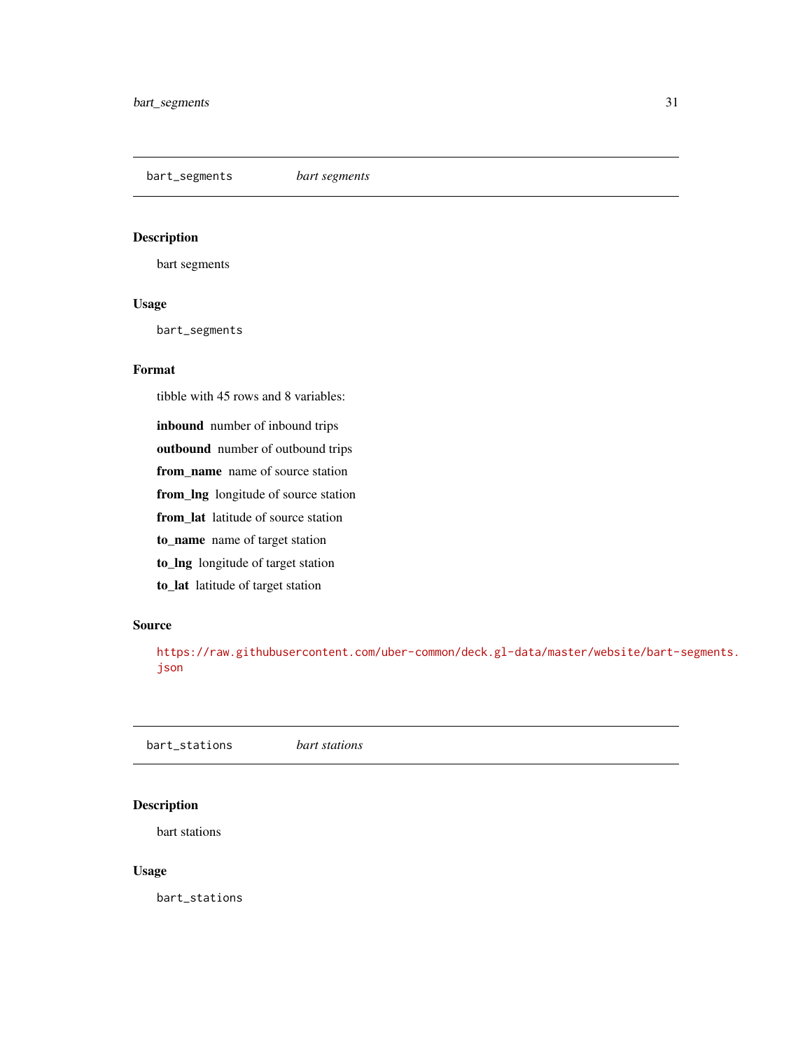## bart_segments *bart segments*

### Description

bart segments

### Usage

```
bart_segments
```

### Format

tibble with 45 rows and 8 variables:

- **inbound** number of inbound trips
- **outbound** number of outbound trips
- **from_name** name of source station
- **from_lng** longitude of source station
- **from_lat** latitude of source station
- **to_name** name of target station
- **to_lng** longitude of target station
- **to_lat** latitude of target station

### Source

https://raw.githubusercontent.com/uber-common/deck.gl-data/master/website/bart-segments.json

## bart_stations *bart stations*

### Description

bart stations

### Usage

```
bart_stations
```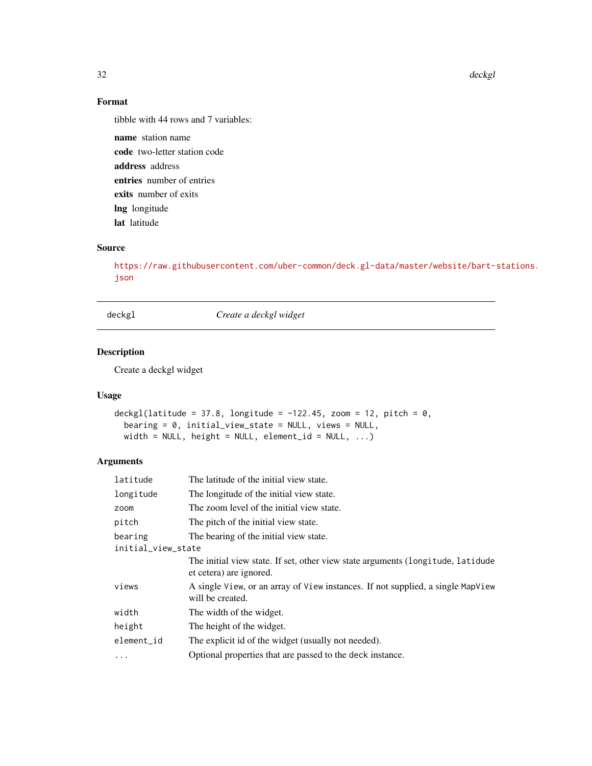### Format

tibble with 44 rows and 7 variables:

**name** station name

**code** two-letter station code

**address** address

**entries** number of entries

**exits** number of exits

**lng** longitude

**lat** latitude

### Source

https://raw.githubusercontent.com/uber-common/deck.gl-data/master/website/bart-stations.json

---

## deckgl — *Create a deckgl widget*

---

### Description

Create a deckgl widget

### Usage

```
deckgl(latitude = 37.8, longitude = -122.45, zoom = 12, pitch = 0,
  bearing = 0, initial_view_state = NULL, views = NULL,
  width = NULL, height = NULL, element_id = NULL, ...)
```

### Arguments

| | |
|---|---|
| `latitude` | The latitude of the initial view state. |
| `longitude` | The longitude of the initial view state. |
| `zoom` | The zoom level of the initial view state. |
| `pitch` | The pitch of the initial view state. |
| `bearing` | The bearing of the initial view state. |
| `initial_view_state` | The initial view state. If set, other view state arguments (`longitude`, `latidude` et cetera) are ignored. |
| `views` | A single `View`, or an array of `View` instances. If not supplied, a single `MapView` will be created. |
| `width` | The width of the widget. |
| `height` | The height of the widget. |
| `element_id` | The explicit id of the widget (usually not needed). |
| `...` | Optional properties that are passed to the deck instance. |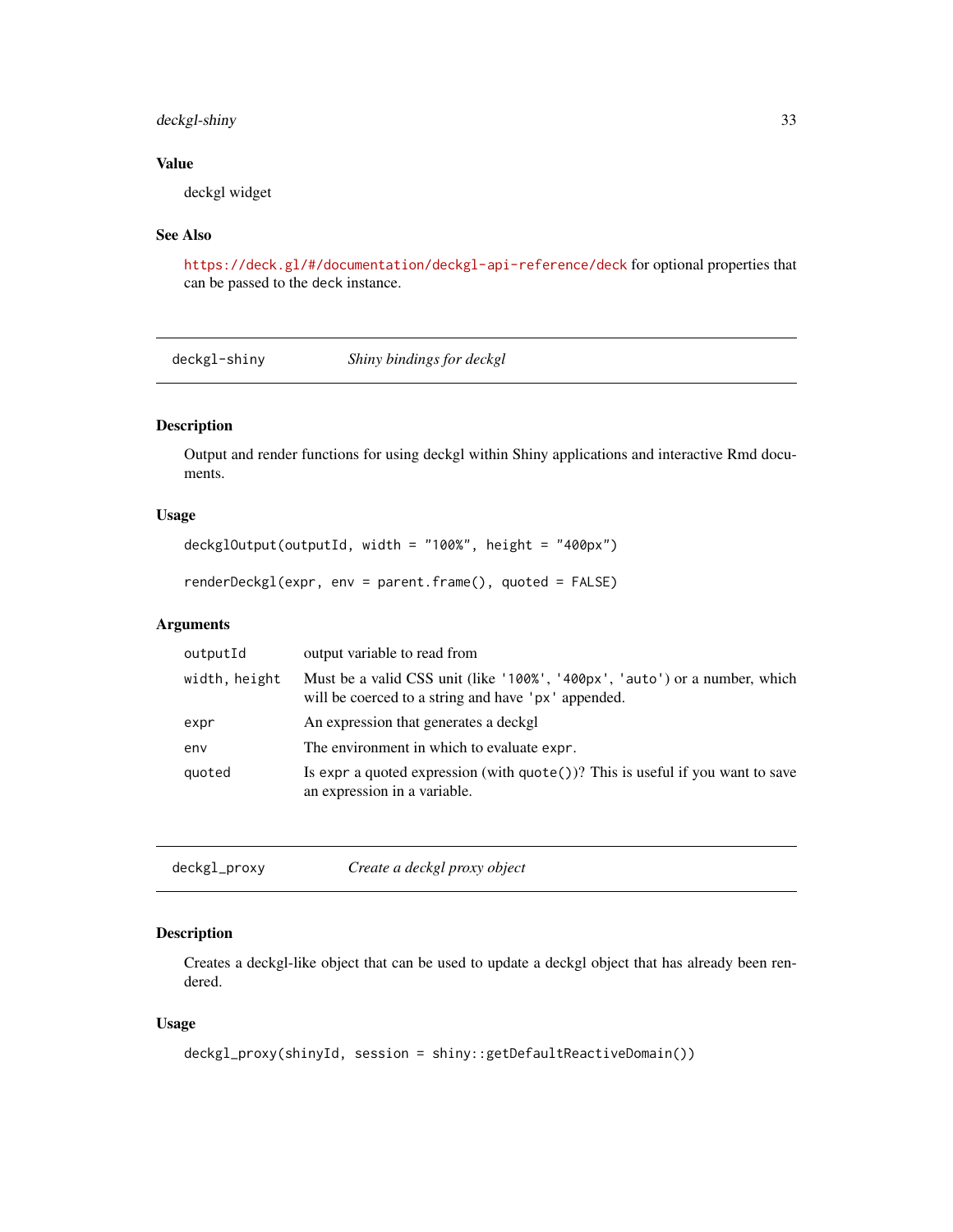### Value

deckgl widget

### See Also

https://deck.gl/#/documentation/deckgl-api-reference/deck for optional properties that can be passed to the deck instance.

---

## deckgl-shiny — *Shiny bindings for deckgl*

### Description

Output and render functions for using deckgl within Shiny applications and interactive Rmd documents.

### Usage

```
deckglOutput(outputId, width = "100%", height = "400px")

renderDeckgl(expr, env = parent.frame(), quoted = FALSE)
```

### Arguments

| | |
|---|---|
| `outputId` | output variable to read from |
| `width, height` | Must be a valid CSS unit (like `'100%'`, `'400px'`, `'auto'`) or a number, which will be coerced to a string and have `'px'` appended. |
| `expr` | An expression that generates a deckgl |
| `env` | The environment in which to evaluate `expr`. |
| `quoted` | Is `expr` a quoted expression (with `quote()`)? This is useful if you want to save an expression in a variable. |

---

## deckgl_proxy — *Create a deckgl proxy object*

### Description

Creates a deckgl-like object that can be used to update a deckgl object that has already been rendered.

### Usage

```
deckgl_proxy(shinyId, session = shiny::getDefaultReactiveDomain())
```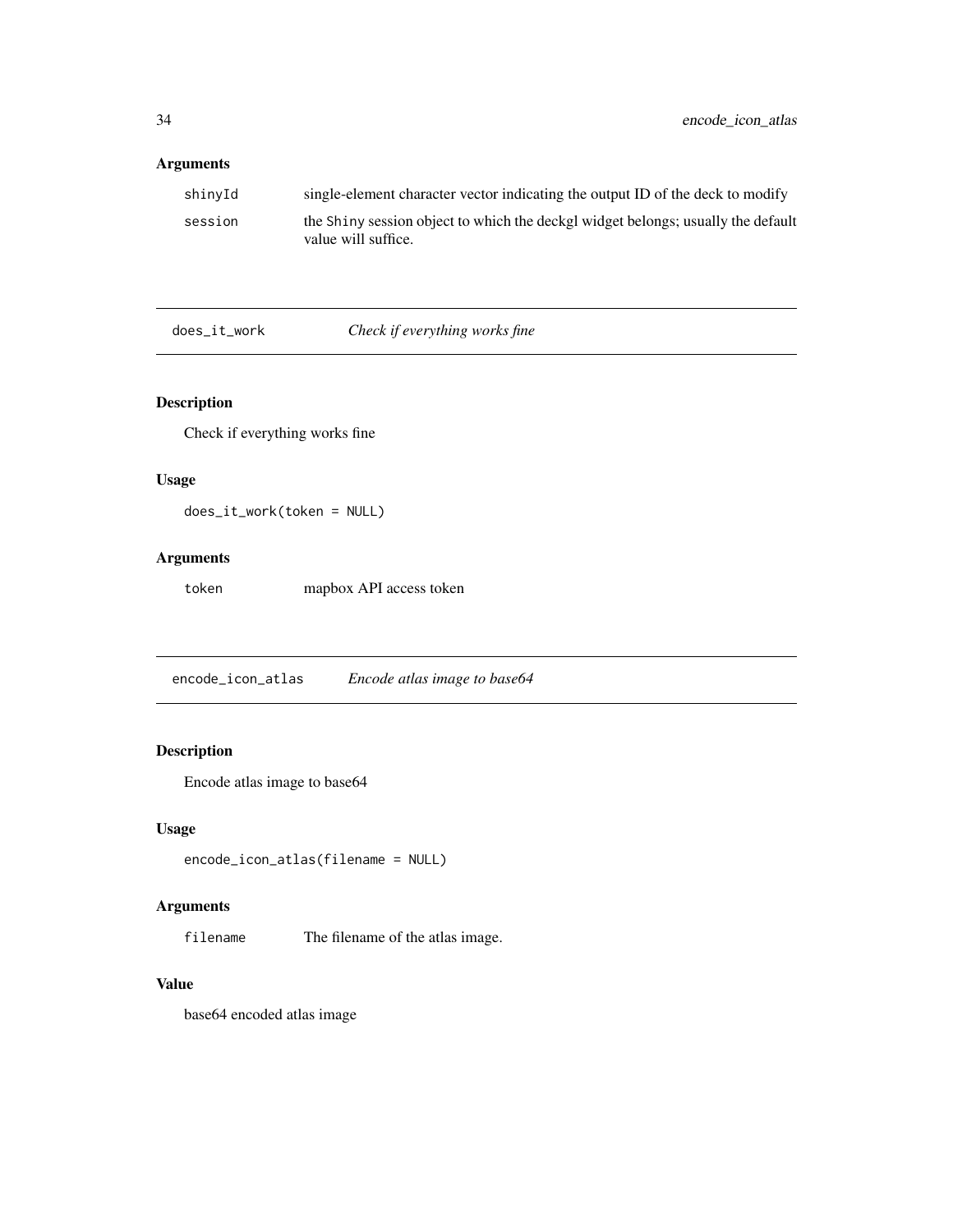## Arguments

| | |
|---|---|
| shinyId | single-element character vector indicating the output ID of the deck to modify |
| session | the Shiny session object to which the deckgl widget belongs; usually the default value will suffice. |

---

# does_it_work *Check if everything works fine*

---

## Description

Check if everything works fine

## Usage

```
does_it_work(token = NULL)
```

## Arguments

| | |
|---|---|
| token | mapbox API access token |

---

# encode_icon_atlas *Encode atlas image to base64*

---

## Description

Encode atlas image to base64

## Usage

```
encode_icon_atlas(filename = NULL)
```

## Arguments

| | |
|---|---|
| filename | The filename of the atlas image. |

## Value

base64 encoded atlas image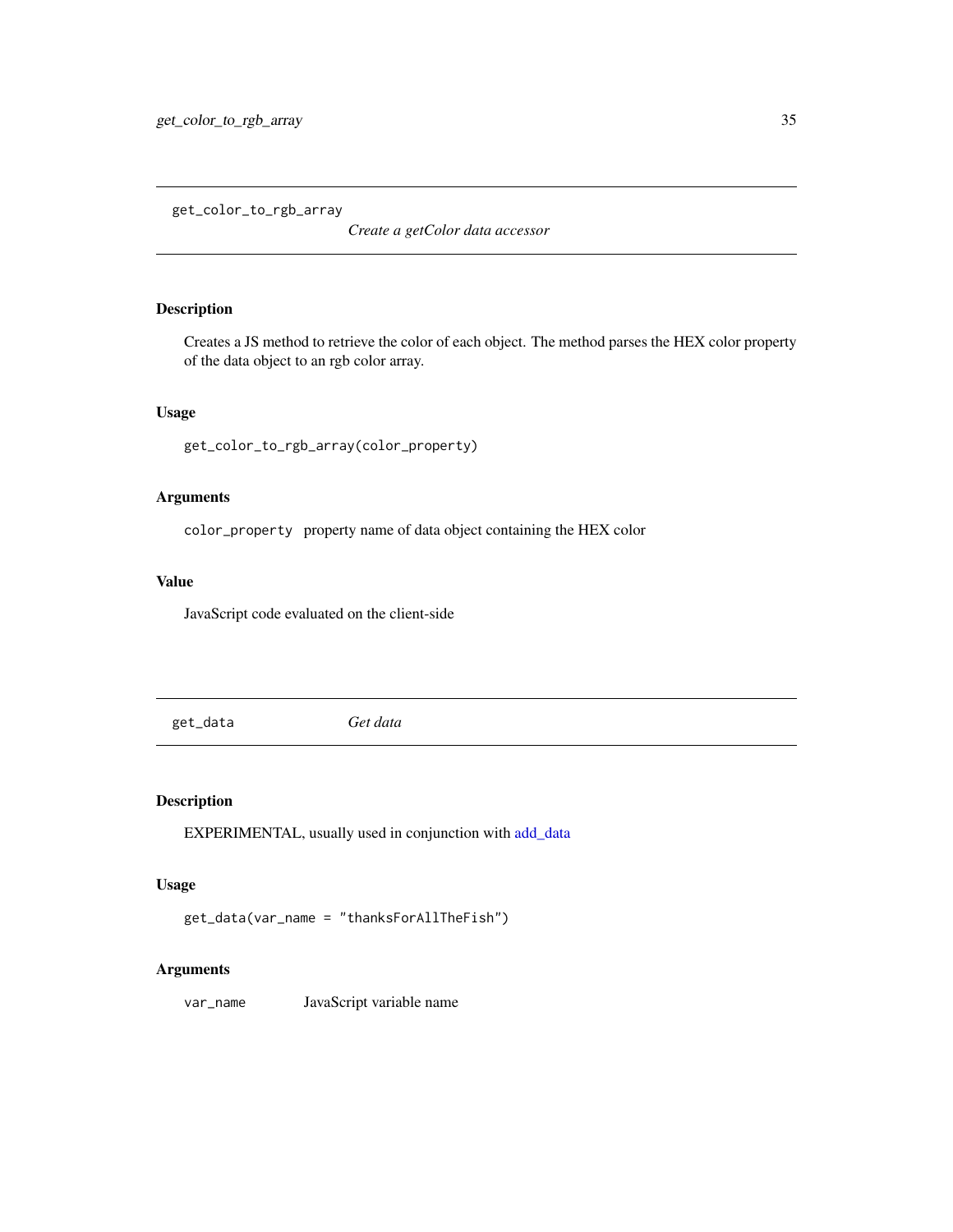## get_color_to_rgb_array — *Create a getColor data accessor*

### Description

Creates a JS method to retrieve the color of each object. The method parses the HEX color property of the data object to an rgb color array.

### Usage

```
get_color_to_rgb_array(color_property)
```

### Arguments

| | |
|---|---|
| `color_property` | property name of data object containing the HEX color |

### Value

JavaScript code evaluated on the client-side

## get_data — *Get data*

### Description

EXPERIMENTAL, usually used in conjunction with add_data

### Usage

```
get_data(var_name = "thanksForAllTheFish")
```

### Arguments

| | |
|---|---|
| `var_name` | JavaScript variable name |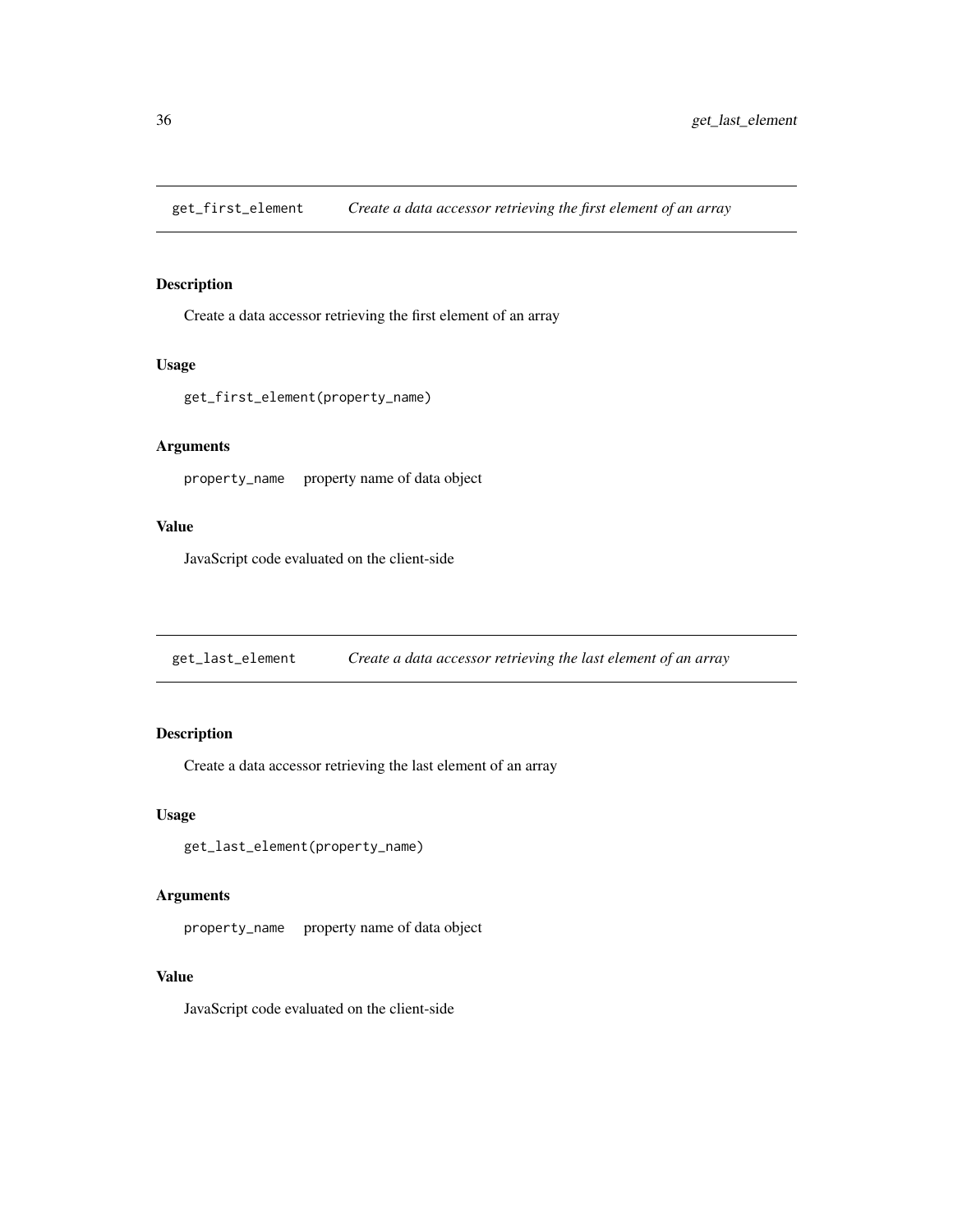## get_first_element *Create a data accessor retrieving the first element of an array*

### Description

Create a data accessor retrieving the first element of an array

### Usage

```
get_first_element(property_name)
```

### Arguments

| | |
|---|---|
| `property_name` | property name of data object |

### Value

JavaScript code evaluated on the client-side

## get_last_element *Create a data accessor retrieving the last element of an array*

### Description

Create a data accessor retrieving the last element of an array

### Usage

```
get_last_element(property_name)
```

### Arguments

| | |
|---|---|
| `property_name` | property name of data object |

### Value

JavaScript code evaluated on the client-side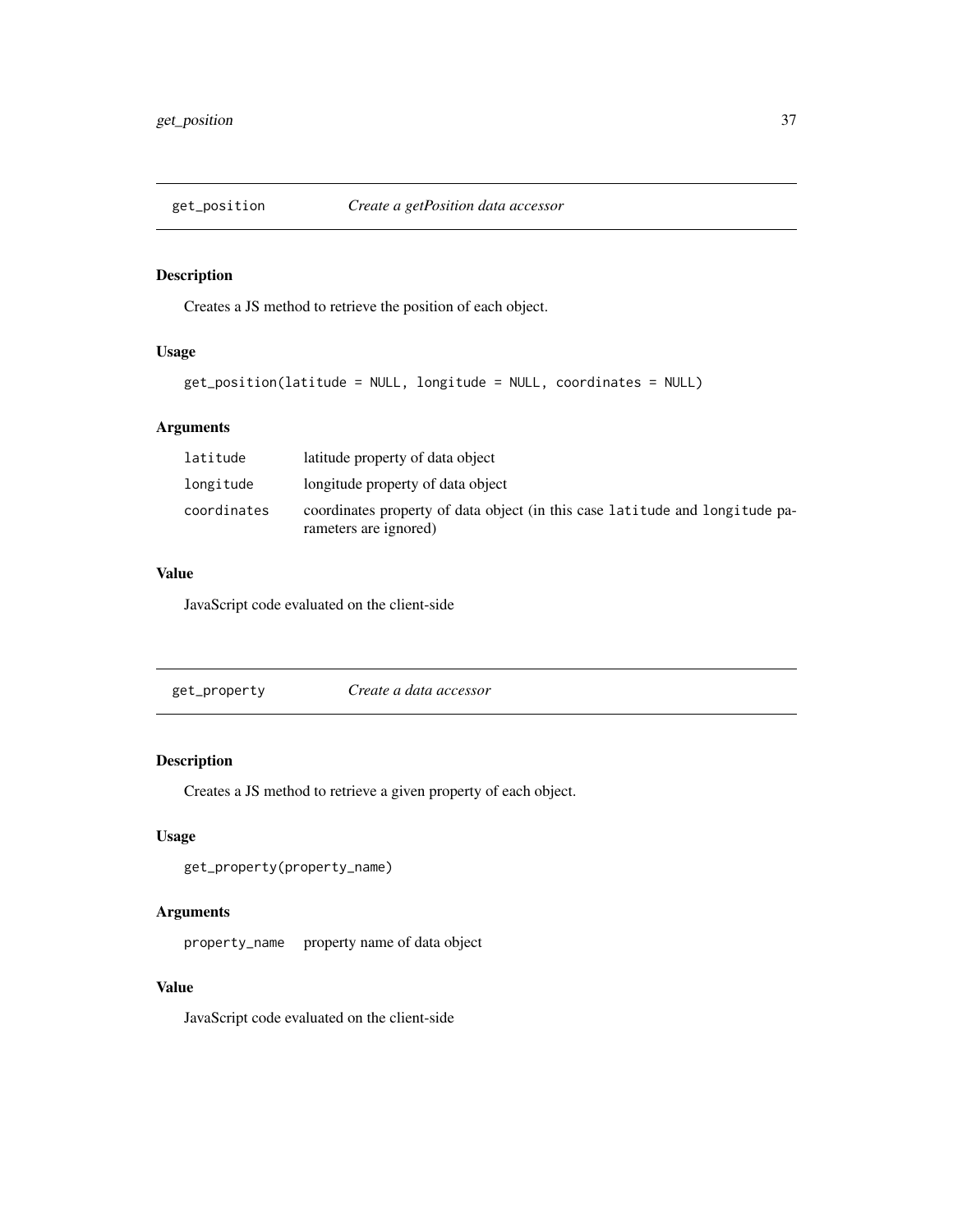## get_position — *Create a getPosition data accessor*

### Description

Creates a JS method to retrieve the position of each object.

### Usage

```
get_position(latitude = NULL, longitude = NULL, coordinates = NULL)
```

### Arguments

| | |
|---|---|
| `latitude` | latitude property of data object |
| `longitude` | longitude property of data object |
| `coordinates` | coordinates property of data object (in this case `latitude` and `longitude` parameters are ignored) |

### Value

JavaScript code evaluated on the client-side

## get_property — *Create a data accessor*

### Description

Creates a JS method to retrieve a given property of each object.

### Usage

```
get_property(property_name)
```

### Arguments

| | |
|---|---|
| `property_name` | property name of data object |

### Value

JavaScript code evaluated on the client-side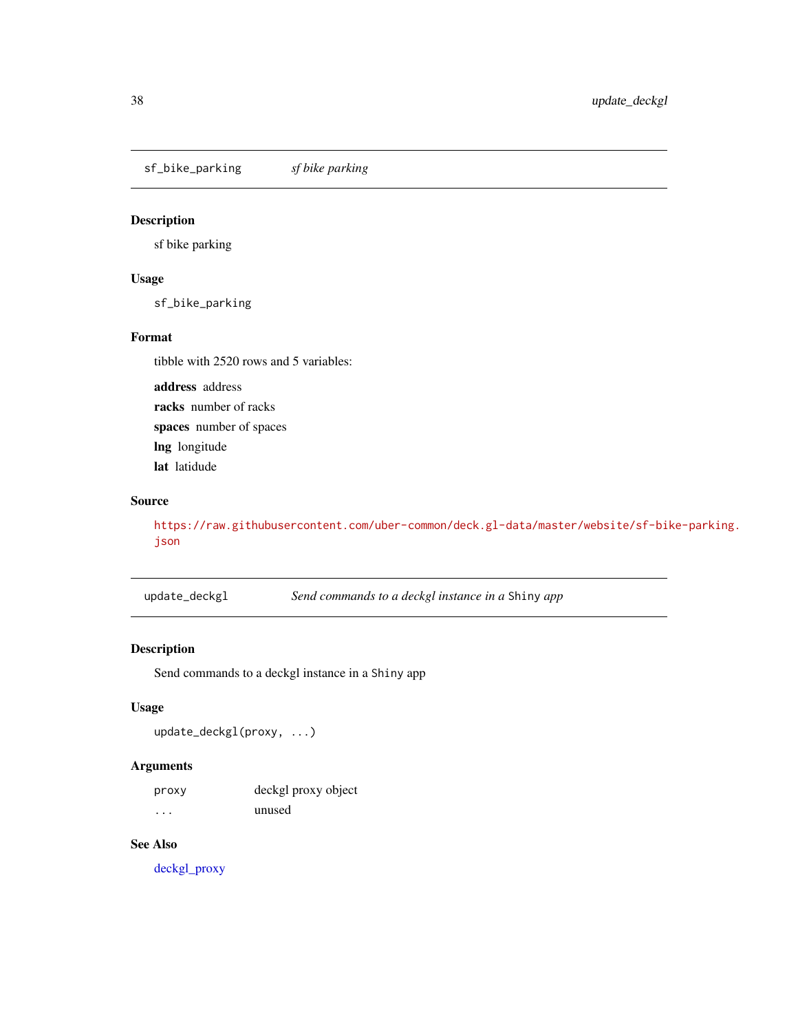## sf_bike_parking *sf bike parking*

### Description

sf bike parking

### Usage

```
sf_bike_parking
```

### Format

tibble with 2520 rows and 5 variables:

**address** address

**racks** number of racks

**spaces** number of spaces

**lng** longitude

**lat** latidude

### Source

https://raw.githubusercontent.com/uber-common/deck.gl-data/master/website/sf-bike-parking.json

## update_deckgl *Send commands to a deckgl instance in a Shiny app*

### Description

Send commands to a deckgl instance in a Shiny app

### Usage

```
update_deckgl(proxy, ...)
```

### Arguments

| | |
|---|---|
| proxy | deckgl proxy object |
| ... | unused |

### See Also

deckgl_proxy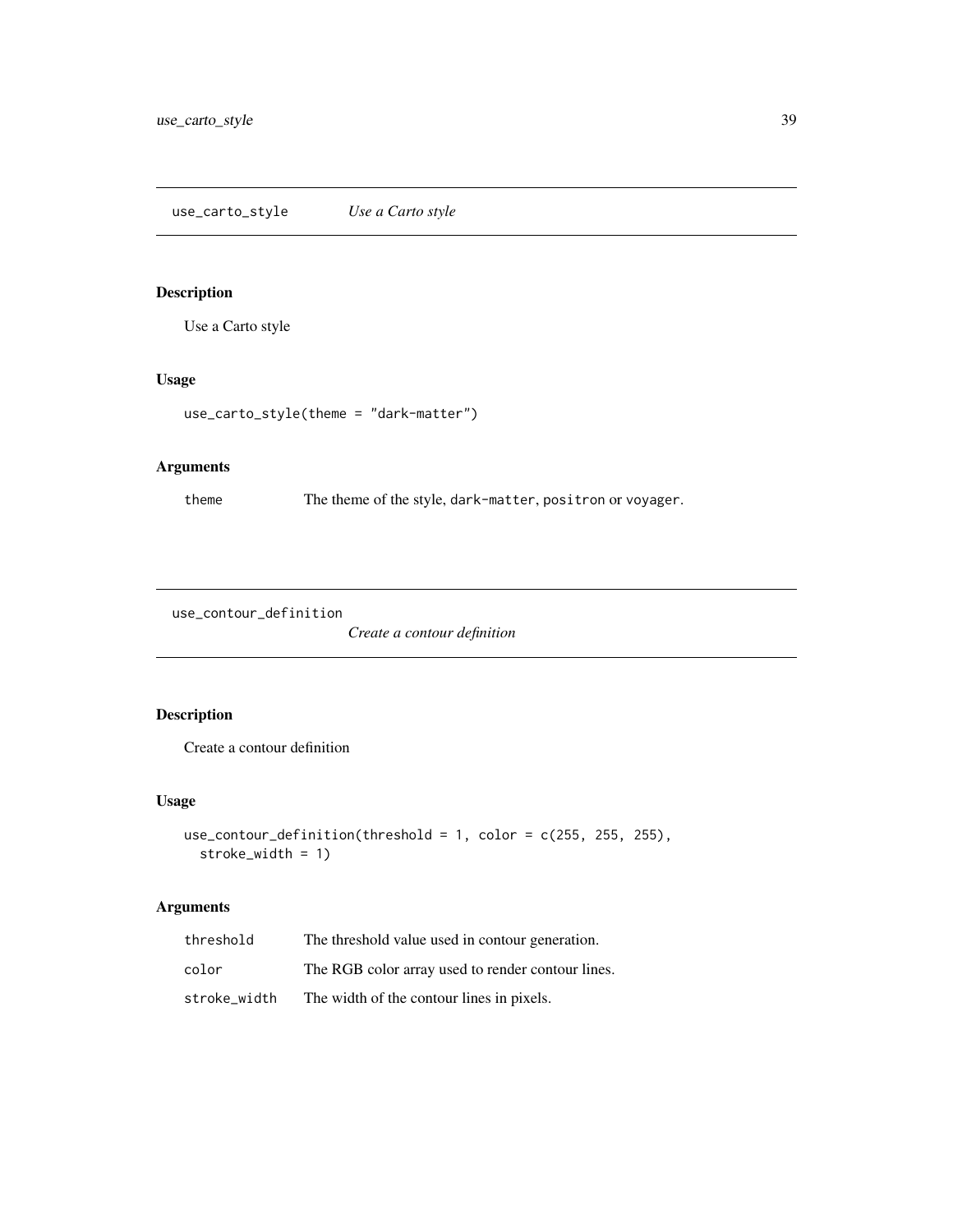## use_carto_style — *Use a Carto style*

### Description

Use a Carto style

### Usage

```
use_carto_style(theme = "dark-matter")
```

### Arguments

| | |
|---|---|
| theme | The theme of the style, `dark-matter`, `positron` or `voyager`. |

## use_contour_definition — *Create a contour definition*

### Description

Create a contour definition

### Usage

```
use_contour_definition(threshold = 1, color = c(255, 255, 255),
  stroke_width = 1)
```

### Arguments

| | |
|---|---|
| threshold | The threshold value used in contour generation. |
| color | The RGB color array used to render contour lines. |
| stroke_width | The width of the contour lines in pixels. |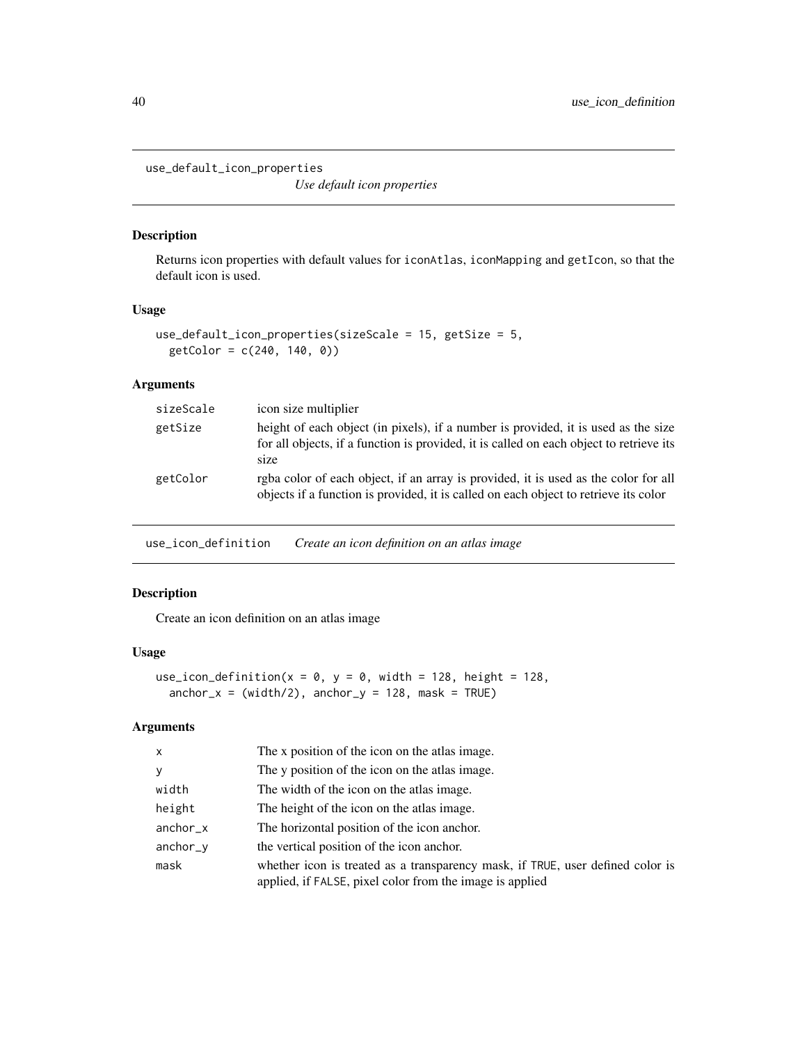## use_default_icon_properties

*Use default icon properties*

### Description

Returns icon properties with default values for `iconAtlas`, `iconMapping` and `getIcon`, so that the default icon is used.

### Usage

```
use_default_icon_properties(sizeScale = 15, getSize = 5,
  getColor = c(240, 140, 0))
```

### Arguments

| | |
|---|---|
| sizeScale | icon size multiplier |
| getSize | height of each object (in pixels), if a number is provided, it is used as the size for all objects, if a function is provided, it is called on each object to retrieve its size |
| getColor | rgba color of each object, if an array is provided, it is used as the color for all objects if a function is provided, it is called on each object to retrieve its color |

## use_icon_definition

*Create an icon definition on an atlas image*

### Description

Create an icon definition on an atlas image

### Usage

```
use_icon_definition(x = 0, y = 0, width = 128, height = 128,
  anchor_x = (width/2), anchor_y = 128, mask = TRUE)
```

### Arguments

| | |
|---|---|
| x | The x position of the icon on the atlas image. |
| y | The y position of the icon on the atlas image. |
| width | The width of the icon on the atlas image. |
| height | The height of the icon on the atlas image. |
| anchor_x | The horizontal position of the icon anchor. |
| anchor_y | the vertical position of the icon anchor. |
| mask | whether icon is treated as a transparency mask, if `TRUE`, user defined color is applied, if `FALSE`, pixel color from the image is applied |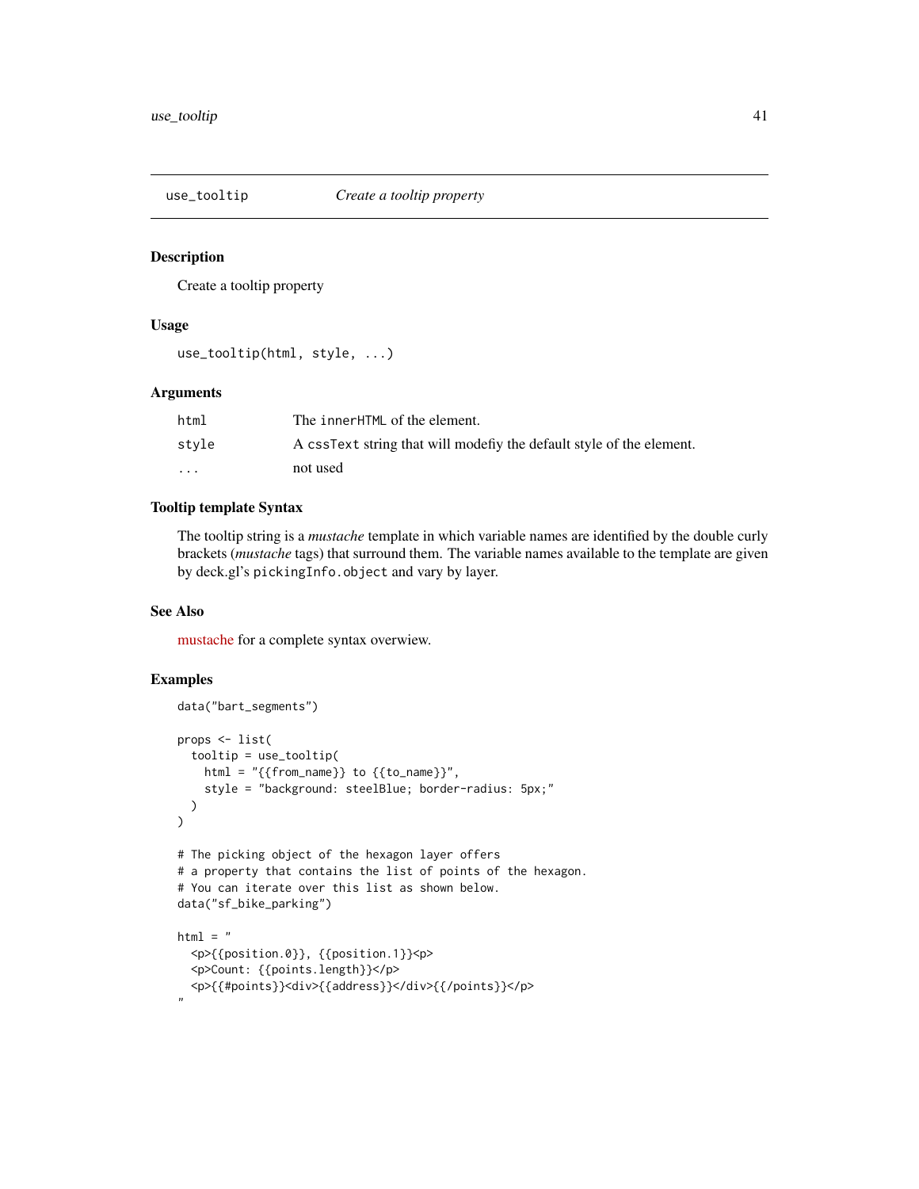## use_tooltip — *Create a tooltip property*

### Description

Create a tooltip property

### Usage

```
use_tooltip(html, style, ...)
```

### Arguments

| | |
|---|---|
| html | The innerHTML of the element. |
| style | A cssText string that will modefiy the default style of the element. |
| ... | not used |

### Tooltip template Syntax

The tooltip string is a *mustache* template in which variable names are identified by the double curly brackets (*mustache* tags) that surround them. The variable names available to the template are given by deck.gl's pickingInfo.object and vary by layer.

### See Also

mustache for a complete syntax overwiew.

### Examples

```
data("bart_segments")

props <- list(
  tooltip = use_tooltip(
    html = "{{from_name}} to {{to_name}}",
    style = "background: steelBlue; border-radius: 5px;"
  )
)

# The picking object of the hexagon layer offers
# a property that contains the list of points of the hexagon.
# You can iterate over this list as shown below.
data("sf_bike_parking")

html = "
  <p>{{position.0}}, {{position.1}}<p>
  <p>Count: {{points.length}}</p>
  <p>{{#points}}<div>{{address}}</div>{{/points}}</p>
"
```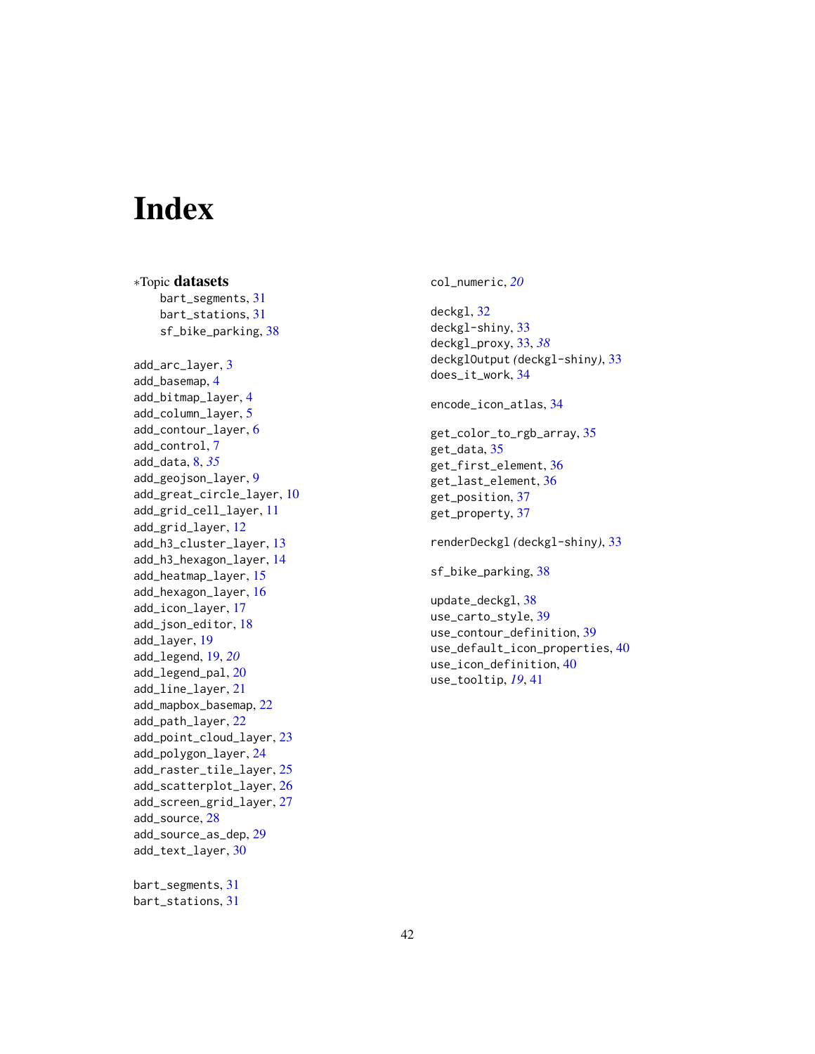# Index

∗Topic **datasets**
- bart_segments, 31
- bart_stations, 31
- sf_bike_parking, 38

add_arc_layer, 3
add_basemap, 4
add_bitmap_layer, 4
add_column_layer, 5
add_contour_layer, 6
add_control, 7
add_data, 8, *35*
add_geojson_layer, 9
add_great_circle_layer, 10
add_grid_cell_layer, 11
add_grid_layer, 12
add_h3_cluster_layer, 13
add_h3_hexagon_layer, 14
add_heatmap_layer, 15
add_hexagon_layer, 16
add_icon_layer, 17
add_json_editor, 18
add_layer, 19
add_legend, 19, *20*
add_legend_pal, 20
add_line_layer, 21
add_mapbox_basemap, 22
add_path_layer, 22
add_point_cloud_layer, 23
add_polygon_layer, 24
add_raster_tile_layer, 25
add_scatterplot_layer, 26
add_screen_grid_layer, 27
add_source, 28
add_source_as_dep, 29
add_text_layer, 30

bart_segments, 31
bart_stations, 31

col_numeric, *20*

deckgl, 32
deckgl-shiny, 33
deckgl_proxy, 33, *38*
deckglOutput (deckgl-shiny), 33
does_it_work, 34

encode_icon_atlas, 34

get_color_to_rgb_array, 35
get_data, 35
get_first_element, 36
get_last_element, 36
get_position, 37
get_property, 37

renderDeckgl (deckgl-shiny), 33

sf_bike_parking, 38

update_deckgl, 38
use_carto_style, 39
use_contour_definition, 39
use_default_icon_properties, 40
use_icon_definition, 40
use_tooltip, *19*, 41